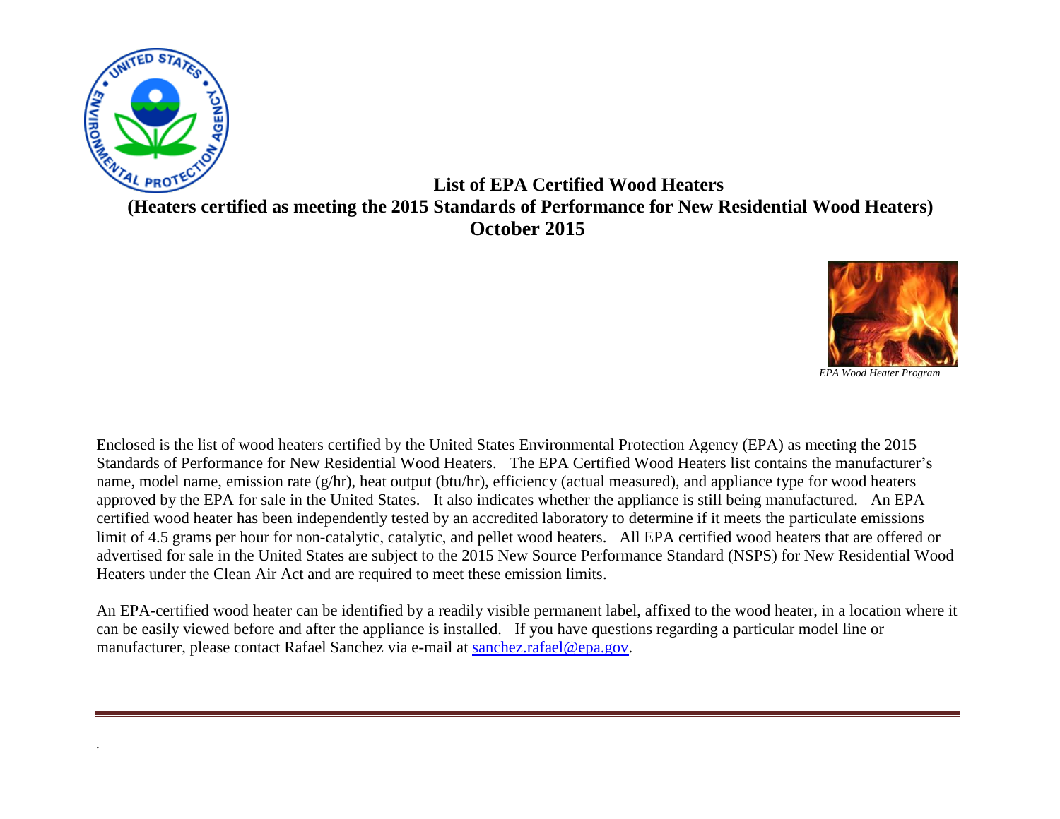# List of EPA Certified Wood Heaters

## (Heaters certified as meeting the 2015 Standards of Performance for New Residential Wood Heaters)

## October 2015

*EPA Wood Heater Program*

Enclosed is the list of wood heaters certified by the United States Environmental Protection Agency (EPA) as meeting the 2015 Standards of Performance for New Residential Wood Heaters. The EPA Certified Wood Heaters list contains the manufacturer's name, model name, emission rate (g/hr), heat output (btu/hr), efficiency (actual measured), and appliance type for wood heaters approved by the EPA for sale in the United States. It also indicates whether the appliance is still being manufactured. An EPA certified wood heater has been independently tested by an accredited laboratory to determine if it meets the particulate emissions limit of 4.5 grams per hour for non-catalytic, catalytic, and pellet wood heaters. All EPA certified wood heaters that are offered or advertised for sale in the United States are subject to the 2015 New Source Performance Standard (NSPS) for New Residential Wood Heaters under the Clean Air Act and are required to meet these emission limits.

An EPA-certified wood heater can be identified by a readily visible permanent label, affixed to the wood heater, in a location where it can be easily viewed before and after the appliance is installed. If you have questions regarding a particular model line or manufacturer, please contact Rafael Sanchez via e-mail at sanchez.rafael@epa.gov.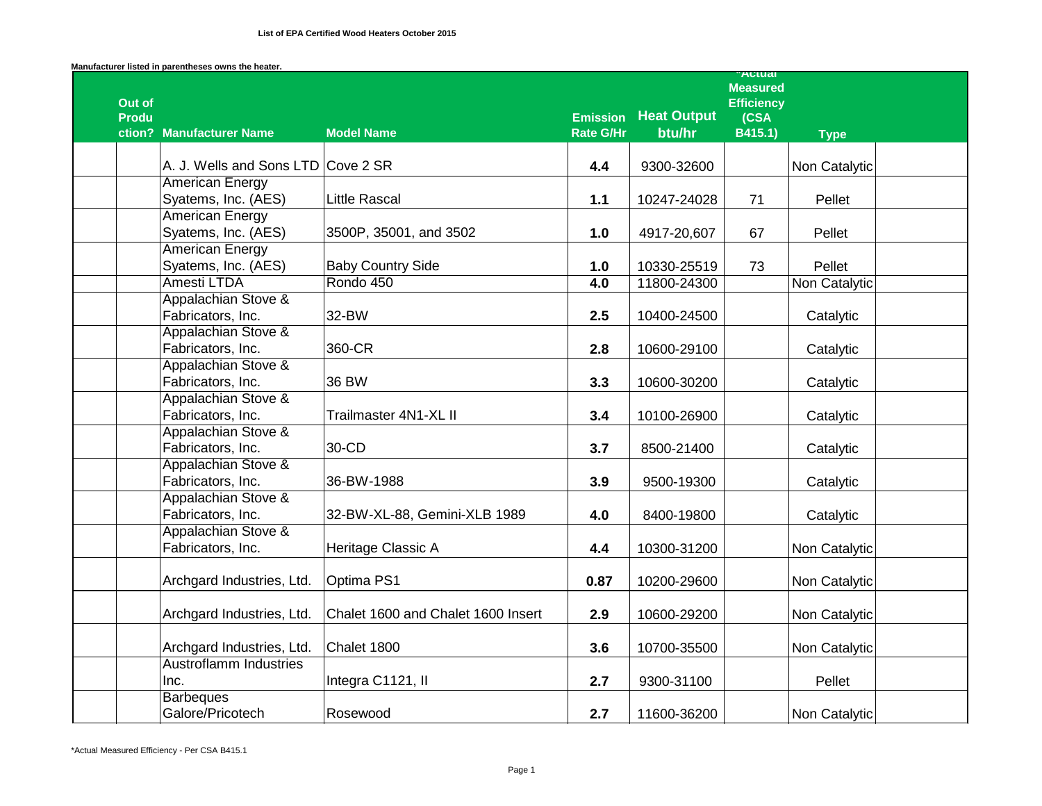**List of EPA Certified Wood Heaters October 2015**

**Manufacturer listed in parentheses owns the heater.**

| Out of Production? | Manufacturer Name | Model Name | Emission Rate G/Hr | Heat Output btu/hr | *Actual Measured Efficiency (CSA B415.1) | Type | |
|---|---|---|---|---|---|---|---|
| | A. J. Wells and Sons LTD | Cove 2 SR | 4.4 | 9300-32600 | | Non Catalytic | |
| | American Energy Syatems, Inc. (AES) | Little Rascal | 1.1 | 10247-24028 | 71 | Pellet | |
| | American Energy Syatems, Inc. (AES) | 3500P, 35001, and 3502 | 1.0 | 4917-20,607 | 67 | Pellet | |
| | American Energy Syatems, Inc. (AES) | Baby Country Side | 1.0 | 10330-25519 | 73 | Pellet | |
| | Amesti LTDA | Rondo 450 | 4.0 | 11800-24300 | | Non Catalytic | |
| | Appalachian Stove & Fabricators, Inc. | 32-BW | 2.5 | 10400-24500 | | Catalytic | |
| | Appalachian Stove & Fabricators, Inc. | 360-CR | 2.8 | 10600-29100 | | Catalytic | |
| | Appalachian Stove & Fabricators, Inc. | 36 BW | 3.3 | 10600-30200 | | Catalytic | |
| | Appalachian Stove & Fabricators, Inc. | Trailmaster 4N1-XL II | 3.4 | 10100-26900 | | Catalytic | |
| | Appalachian Stove & Fabricators, Inc. | 30-CD | 3.7 | 8500-21400 | | Catalytic | |
| | Appalachian Stove & Fabricators, Inc. | 36-BW-1988 | 3.9 | 9500-19300 | | Catalytic | |
| | Appalachian Stove & Fabricators, Inc. | 32-BW-XL-88, Gemini-XLB 1989 | 4.0 | 8400-19800 | | Catalytic | |
| | Appalachian Stove & Fabricators, Inc. | Heritage Classic A | 4.4 | 10300-31200 | | Non Catalytic | |
| | Archgard Industries, Ltd. | Optima PS1 | 0.87 | 10200-29600 | | Non Catalytic | |
| | Archgard Industries, Ltd. | Chalet 1600 and Chalet 1600 Insert | 2.9 | 10600-29200 | | Non Catalytic | |
| | Archgard Industries, Ltd. | Chalet 1800 | 3.6 | 10700-35500 | | Non Catalytic | |
| | Austroflamm Industries Inc. | Integra C1121, II | 2.7 | 9300-31100 | | Pellet | |
| | Barbeques Galore/Pricotech | Rosewood | 2.7 | 11600-36200 | | Non Catalytic | |

*Actual Measured Efficiency - Per CSA B415.1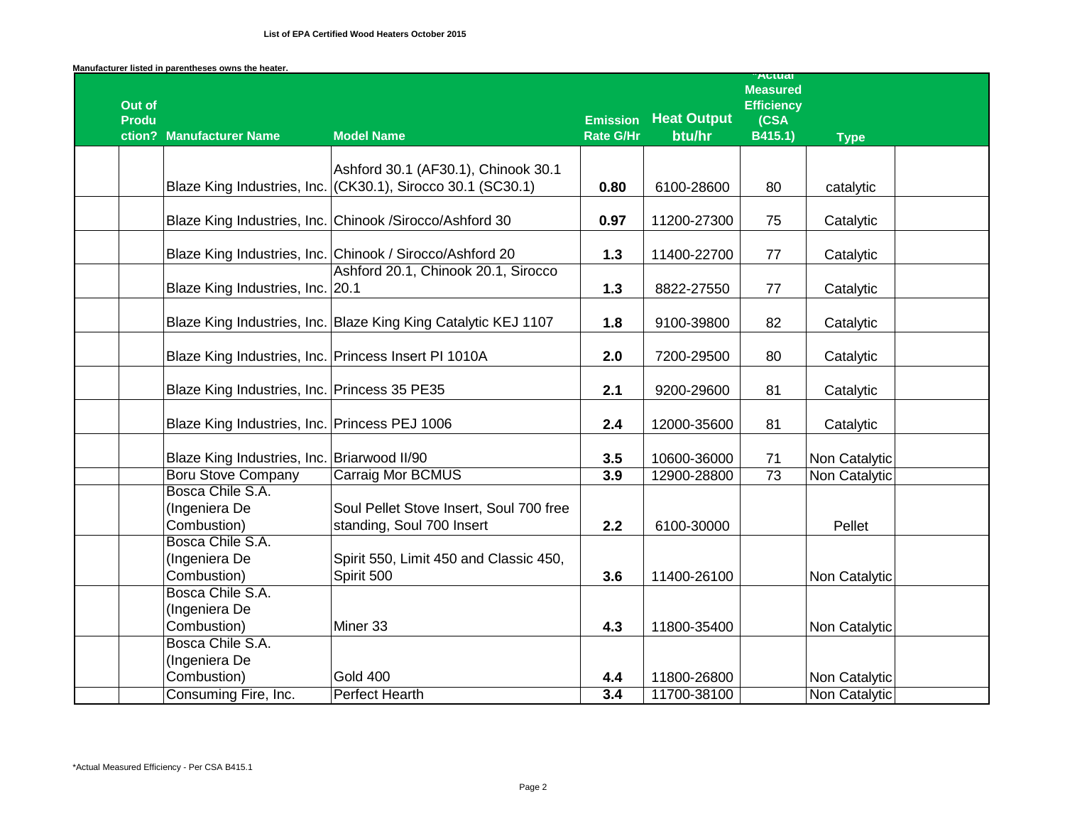**List of EPA Certified Wood Heaters October 2015**

**Manufacturer listed in parentheses owns the heater.**

| | Out of Production? | Manufacturer Name | Model Name | Emission Rate G/Hr | Heat Output btu/hr | *Actual Measured Efficiency (CSA B415.1) | Type | |
|---|---|---|---|---|---|---|---|---|
| | | Blaze King Industries, Inc. | Ashford 30.1 (AF30.1), Chinook 30.1 (CK30.1), Sirocco 30.1 (SC30.1) | **0.80** | 6100-28600 | 80 | catalytic | |
| | | Blaze King Industries, Inc. | Chinook /Sirocco/Ashford 30 | **0.97** | 11200-27300 | 75 | Catalytic | |
| | | Blaze King Industries, Inc. | Chinook / Sirocco/Ashford 20 | **1.3** | 11400-22700 | 77 | Catalytic | |
| | | Blaze King Industries, Inc. | Ashford 20.1, Chinook 20.1, Sirocco 20.1 | **1.3** | 8822-27550 | 77 | Catalytic | |
| | | Blaze King Industries, Inc. | Blaze King King Catalytic KEJ 1107 | **1.8** | 9100-39800 | 82 | Catalytic | |
| | | Blaze King Industries, Inc. | Princess Insert PI 1010A | **2.0** | 7200-29500 | 80 | Catalytic | |
| | | Blaze King Industries, Inc. | Princess 35 PE35 | **2.1** | 9200-29600 | 81 | Catalytic | |
| | | Blaze King Industries, Inc. | Princess PEJ 1006 | **2.4** | 12000-35600 | 81 | Catalytic | |
| | | Blaze King Industries, Inc. | Briarwood II/90 | **3.5** | 10600-36000 | 71 | Non Catalytic | |
| | | Boru Stove Company | Carraig Mor BCMUS | **3.9** | 12900-28800 | 73 | Non Catalytic | |
| | | Bosca Chile S.A. (Ingeniera De Combustion) | Soul Pellet Stove Insert, Soul 700 free standing, Soul 700 Insert | **2.2** | 6100-30000 | | Pellet | |
| | | Bosca Chile S.A. (Ingeniera De Combustion) | Spirit 550, Limit 450 and Classic 450, Spirit 500 | **3.6** | 11400-26100 | | Non Catalytic | |
| | | Bosca Chile S.A. (Ingeniera De Combustion) | Miner 33 | **4.3** | 11800-35400 | | Non Catalytic | |
| | | Bosca Chile S.A. (Ingeniera De Combustion) | Gold 400 | **4.4** | 11800-26800 | | Non Catalytic | |
| | | Consuming Fire, Inc. | Perfect Hearth | **3.4** | 11700-38100 | | Non Catalytic | |

*Actual Measured Efficiency - Per CSA B415.1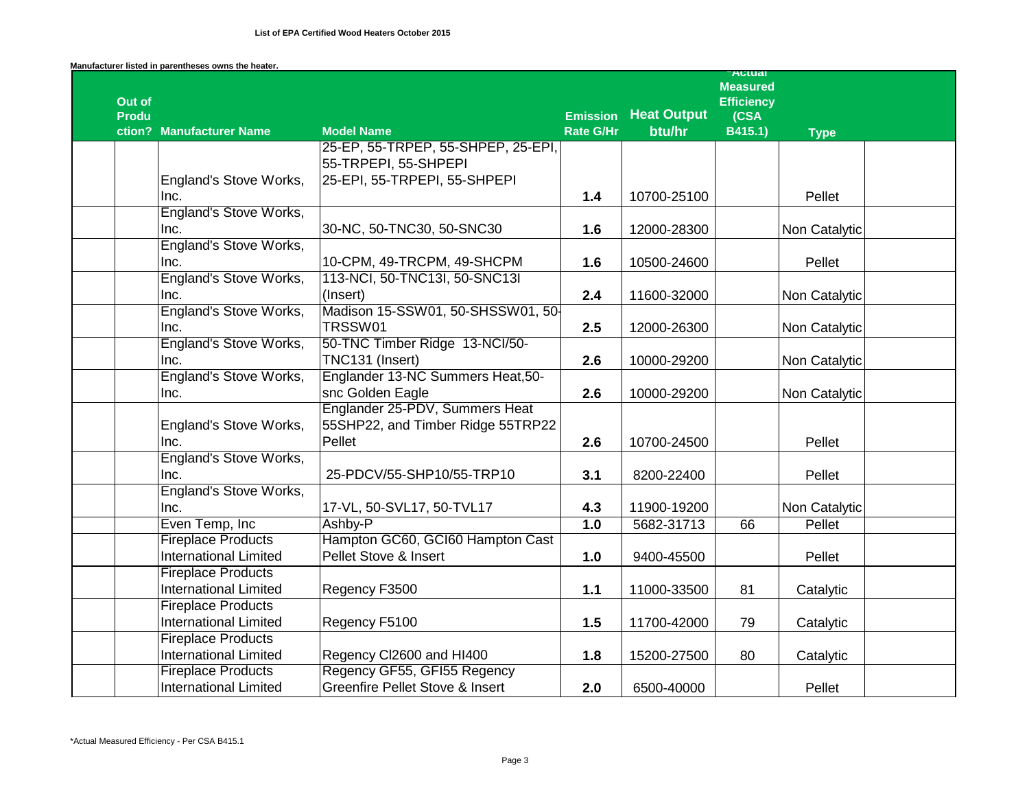**List of EPA Certified Wood Heaters October 2015**

**Manufacturer listed in parentheses owns the heater.**

| Out of Production? | Manufacturer Name | Model Name | Emission Rate G/Hr | Heat Output btu/hr | *Actual Measured Efficiency (CSA B415.1) | Type | |
|---|---|---|---|---|---|---|---|
| | England's Stove Works, Inc. | 25-EP, 55-TRPEP, 55-SHPEP, 25-EPI, 55-TRPEPI, 55-SHPEPI 25-EPI, 55-TRPEPI, 55-SHPEPI | 1.4 | 10700-25100 | | Pellet | |
| | England's Stove Works, Inc. | 30-NC, 50-TNC30, 50-SNC30 | 1.6 | 12000-28300 | | Non Catalytic | |
| | England's Stove Works, Inc. | 10-CPM, 49-TRCPM, 49-SHCPM | 1.6 | 10500-24600 | | Pellet | |
| | England's Stove Works, Inc. | 113-NCI, 50-TNC13I, 50-SNC13I (Insert) | 2.4 | 11600-32000 | | Non Catalytic | |
| | England's Stove Works, Inc. | Madison 15-SSW01, 50-SHSSW01, 50-TRSSW01 | 2.5 | 12000-26300 | | Non Catalytic | |
| | England's Stove Works, Inc. | 50-TNC Timber Ridge 13-NCI/50-TNC131 (Insert) | 2.6 | 10000-29200 | | Non Catalytic | |
| | England's Stove Works, Inc. | Englander 13-NC Summers Heat,50-snc Golden Eagle | 2.6 | 10000-29200 | | Non Catalytic | |
| | England's Stove Works, Inc. | Englander 25-PDV, Summers Heat 55SHP22, and Timber Ridge 55TRP22 Pellet | 2.6 | 10700-24500 | | Pellet | |
| | England's Stove Works, Inc. | 25-PDCV/55-SHP10/55-TRP10 | 3.1 | 8200-22400 | | Pellet | |
| | England's Stove Works, Inc. | 17-VL, 50-SVL17, 50-TVL17 | 4.3 | 11900-19200 | | Non Catalytic | |
| | Even Temp, Inc | Ashby-P | 1.0 | 5682-31713 | 66 | Pellet | |
| | Fireplace Products International Limited | Hampton GC60, GCI60 Hampton Cast Pellet Stove & Insert | 1.0 | 9400-45500 | | Pellet | |
| | Fireplace Products International Limited | Regency F3500 | 1.1 | 11000-33500 | 81 | Catalytic | |
| | Fireplace Products International Limited | Regency F5100 | 1.5 | 11700-42000 | 79 | Catalytic | |
| | Fireplace Products International Limited | Regency CI2600 and HI400 | 1.8 | 15200-27500 | 80 | Catalytic | |
| | Fireplace Products International Limited | Regency GF55, GFI55 Regency Greenfire Pellet Stove & Insert | 2.0 | 6500-40000 | | Pellet | |

*Actual Measured Efficiency - Per CSA B415.1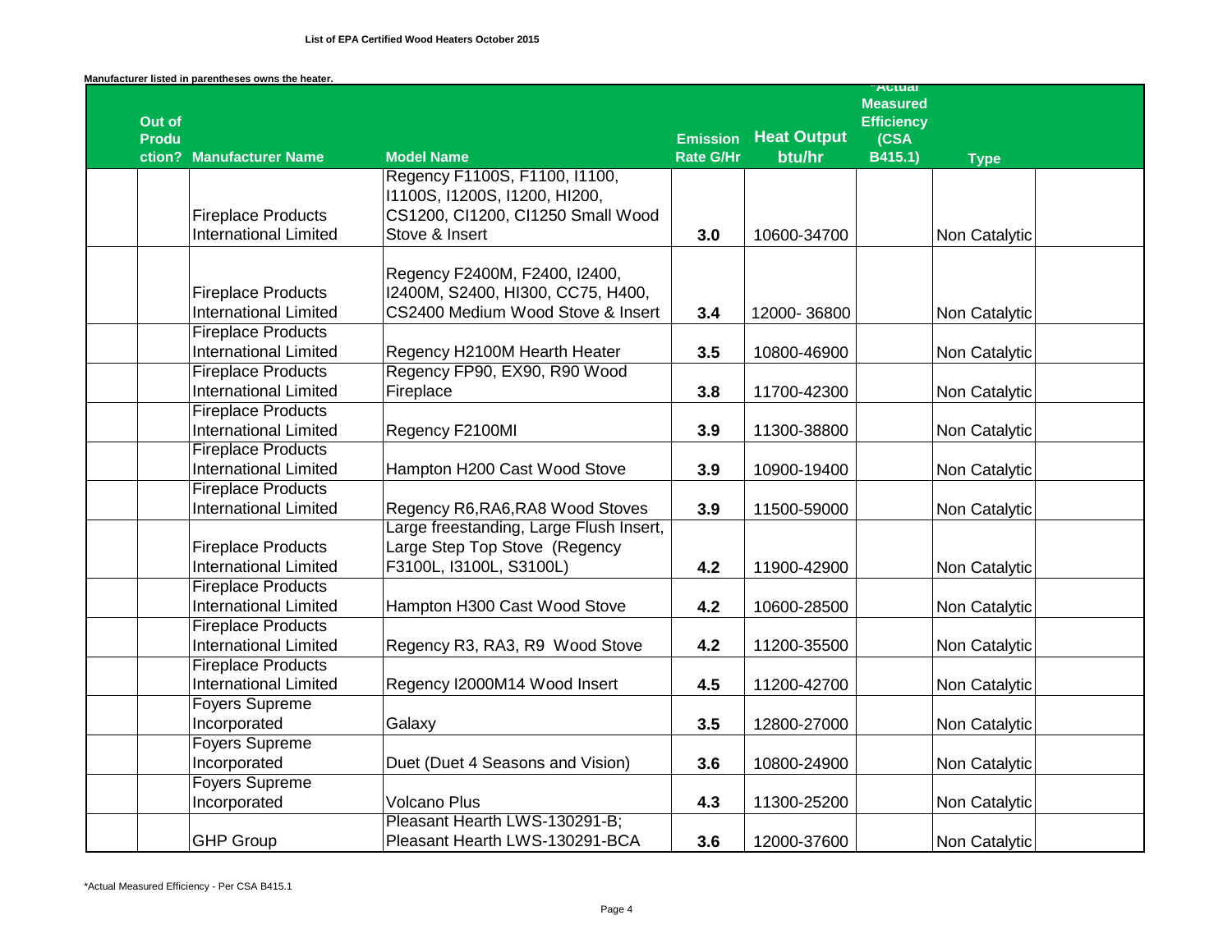**List of EPA Certified Wood Heaters October 2015**

**Manufacturer listed in parentheses owns the heater.**

| Out of Production? | Manufacturer Name | Model Name | Emission Rate G/Hr | Heat Output btu/hr | *Actual Measured Efficiency (CSA B415.1) | Type | |
|---|---|---|---|---|---|---|---|
| | Fireplace Products International Limited | Regency F1100S, F1100, I1100, I1100S, I1200S, I1200, HI200, CS1200, CI1200, CI1250 Small Wood Stove & Insert | 3.0 | 10600-34700 | | Non Catalytic | |
| | Fireplace Products International Limited | Regency F2400M, F2400, I2400, I2400M, S2400, HI300, CC75, H400, CS2400 Medium Wood Stove & Insert | 3.4 | 12000- 36800 | | Non Catalytic | |
| | Fireplace Products International Limited | Regency H2100M Hearth Heater | 3.5 | 10800-46900 | | Non Catalytic | |
| | Fireplace Products International Limited | Regency FP90, EX90, R90 Wood Fireplace | 3.8 | 11700-42300 | | Non Catalytic | |
| | Fireplace Products International Limited | Regency F2100MI | 3.9 | 11300-38800 | | Non Catalytic | |
| | Fireplace Products International Limited | Hampton H200 Cast Wood Stove | 3.9 | 10900-19400 | | Non Catalytic | |
| | Fireplace Products International Limited | Regency R6,RA6,RA8 Wood Stoves | 3.9 | 11500-59000 | | Non Catalytic | |
| | Fireplace Products International Limited | Large freestanding, Large Flush Insert, Large Step Top Stove (Regency F3100L, I3100L, S3100L) | 4.2 | 11900-42900 | | Non Catalytic | |
| | Fireplace Products International Limited | Hampton H300 Cast Wood Stove | 4.2 | 10600-28500 | | Non Catalytic | |
| | Fireplace Products International Limited | Regency R3, RA3, R9 Wood Stove | 4.2 | 11200-35500 | | Non Catalytic | |
| | Fireplace Products International Limited | Regency I2000M14 Wood Insert | 4.5 | 11200-42700 | | Non Catalytic | |
| | Foyers Supreme Incorporated | Galaxy | 3.5 | 12800-27000 | | Non Catalytic | |
| | Foyers Supreme Incorporated | Duet (Duet 4 Seasons and Vision) | 3.6 | 10800-24900 | | Non Catalytic | |
| | Foyers Supreme Incorporated | Volcano Plus | 4.3 | 11300-25200 | | Non Catalytic | |
| | GHP Group | Pleasant Hearth LWS-130291-B; Pleasant Hearth LWS-130291-BCA | 3.6 | 12000-37600 | | Non Catalytic | |

*Actual Measured Efficiency - Per CSA B415.1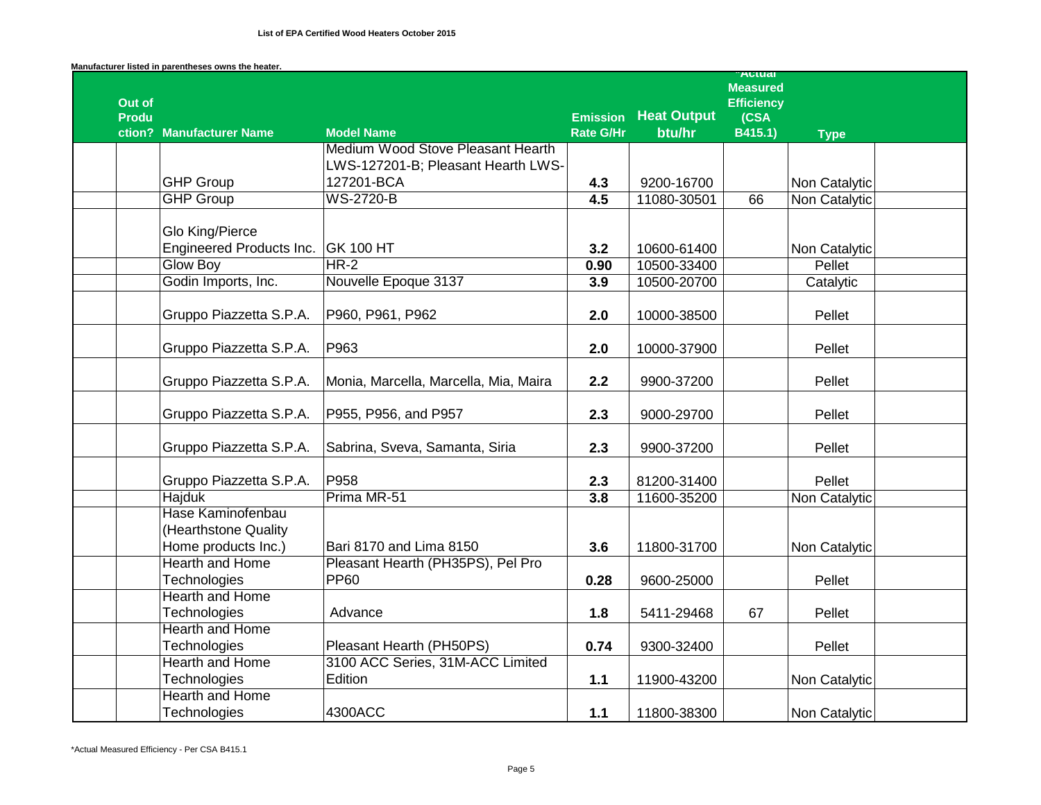**List of EPA Certified Wood Heaters October 2015**

**Manufacturer listed in parentheses owns the heater.**

| Out of Production? | Manufacturer Name | Model Name | Emission Rate G/Hr | Heat Output btu/hr | *Actual Measured Efficiency (CSA B415.1) | Type |
|---|---|---|---|---|---|---|
| | GHP Group | Medium Wood Stove Pleasant Hearth LWS-127201-B; Pleasant Hearth LWS-127201-BCA | 4.3 | 9200-16700 | | Non Catalytic |
| | GHP Group | WS-2720-B | 4.5 | 11080-30501 | 66 | Non Catalytic |
| | Glo King/Pierce Engineered Products Inc. | GK 100 HT | 3.2 | 10600-61400 | | Non Catalytic |
| | Glow Boy | HR-2 | 0.90 | 10500-33400 | | Pellet |
| | Godin Imports, Inc. | Nouvelle Epoque 3137 | 3.9 | 10500-20700 | | Catalytic |
| | Gruppo Piazzetta S.P.A. | P960, P961, P962 | 2.0 | 10000-38500 | | Pellet |
| | Gruppo Piazzetta S.P.A. | P963 | 2.0 | 10000-37900 | | Pellet |
| | Gruppo Piazzetta S.P.A. | Monia, Marcella, Marcella, Mia, Maira | 2.2 | 9900-37200 | | Pellet |
| | Gruppo Piazzetta S.P.A. | P955, P956, and P957 | 2.3 | 9000-29700 | | Pellet |
| | Gruppo Piazzetta S.P.A. | Sabrina, Sveva, Samanta, Siria | 2.3 | 9900-37200 | | Pellet |
| | Gruppo Piazzetta S.P.A. | P958 | 2.3 | 81200-31400 | | Pellet |
| | Hajduk | Prima MR-51 | 3.8 | 11600-35200 | | Non Catalytic |
| | Hase Kaminofenbau (Hearthstone Quality Home products Inc.) | Bari 8170 and Lima 8150 | 3.6 | 11800-31700 | | Non Catalytic |
| | Hearth and Home Technologies | Pleasant Hearth (PH35PS), Pel Pro PP60 | 0.28 | 9600-25000 | | Pellet |
| | Hearth and Home Technologies | Advance | 1.8 | 5411-29468 | 67 | Pellet |
| | Hearth and Home Technologies | Pleasant Hearth (PH50PS) | 0.74 | 9300-32400 | | Pellet |
| | Hearth and Home Technologies | 3100 ACC Series, 31M-ACC Limited Edition | 1.1 | 11900-43200 | | Non Catalytic |
| | Hearth and Home Technologies | 4300ACC | 1.1 | 11800-38300 | | Non Catalytic |

*Actual Measured Efficiency - Per CSA B415.1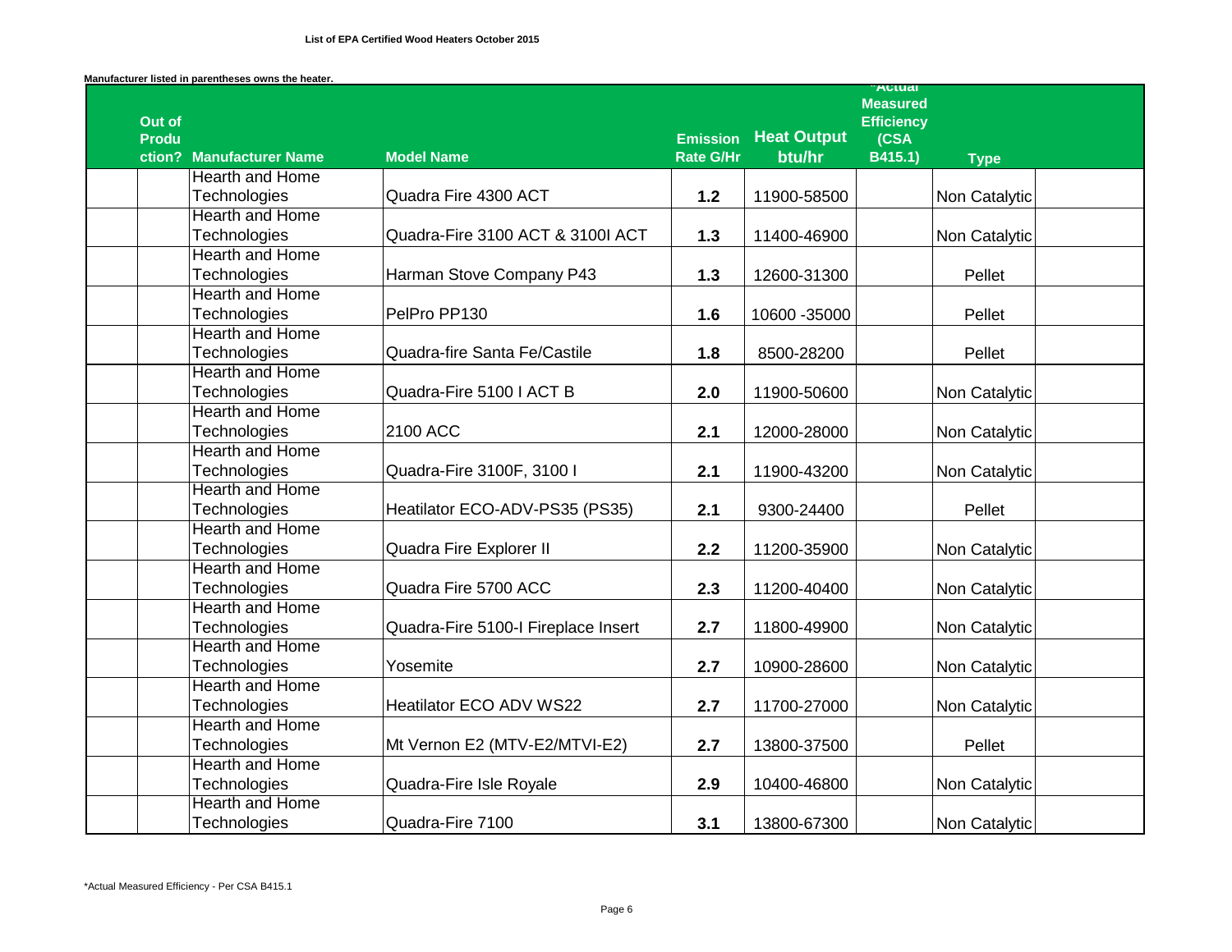**List of EPA Certified Wood Heaters October 2015**

**Manufacturer listed in parentheses owns the heater.**

| Out of Production? | Manufacturer Name | Model Name | Emission Rate G/Hr | Heat Output btu/hr | *Actual Measured Efficiency (CSA B415.1) | Type | |
|---|---|---|---|---|---|---|---|
| | Hearth and Home Technologies | Quadra Fire 4300 ACT | 1.2 | 11900-58500 | | Non Catalytic | |
| | Hearth and Home Technologies | Quadra-Fire 3100 ACT & 3100I ACT | 1.3 | 11400-46900 | | Non Catalytic | |
| | Hearth and Home Technologies | Harman Stove Company P43 | 1.3 | 12600-31300 | | Pellet | |
| | Hearth and Home Technologies | PelPro PP130 | 1.6 | 10600 -35000 | | Pellet | |
| | Hearth and Home Technologies | Quadra-fire Santa Fe/Castile | 1.8 | 8500-28200 | | Pellet | |
| | Hearth and Home Technologies | Quadra-Fire 5100 I ACT B | 2.0 | 11900-50600 | | Non Catalytic | |
| | Hearth and Home Technologies | 2100 ACC | 2.1 | 12000-28000 | | Non Catalytic | |
| | Hearth and Home Technologies | Quadra-Fire 3100F, 3100 I | 2.1 | 11900-43200 | | Non Catalytic | |
| | Hearth and Home Technologies | Heatilator ECO-ADV-PS35 (PS35) | 2.1 | 9300-24400 | | Pellet | |
| | Hearth and Home Technologies | Quadra Fire Explorer II | 2.2 | 11200-35900 | | Non Catalytic | |
| | Hearth and Home Technologies | Quadra Fire 5700 ACC | 2.3 | 11200-40400 | | Non Catalytic | |
| | Hearth and Home Technologies | Quadra-Fire 5100-I Fireplace Insert | 2.7 | 11800-49900 | | Non Catalytic | |
| | Hearth and Home Technologies | Yosemite | 2.7 | 10900-28600 | | Non Catalytic | |
| | Hearth and Home Technologies | Heatilator ECO ADV WS22 | 2.7 | 11700-27000 | | Non Catalytic | |
| | Hearth and Home Technologies | Mt Vernon E2 (MTV-E2/MTVI-E2) | 2.7 | 13800-37500 | | Pellet | |
| | Hearth and Home Technologies | Quadra-Fire Isle Royale | 2.9 | 10400-46800 | | Non Catalytic | |
| | Hearth and Home Technologies | Quadra-Fire 7100 | 3.1 | 13800-67300 | | Non Catalytic | |

*Actual Measured Efficiency - Per CSA B415.1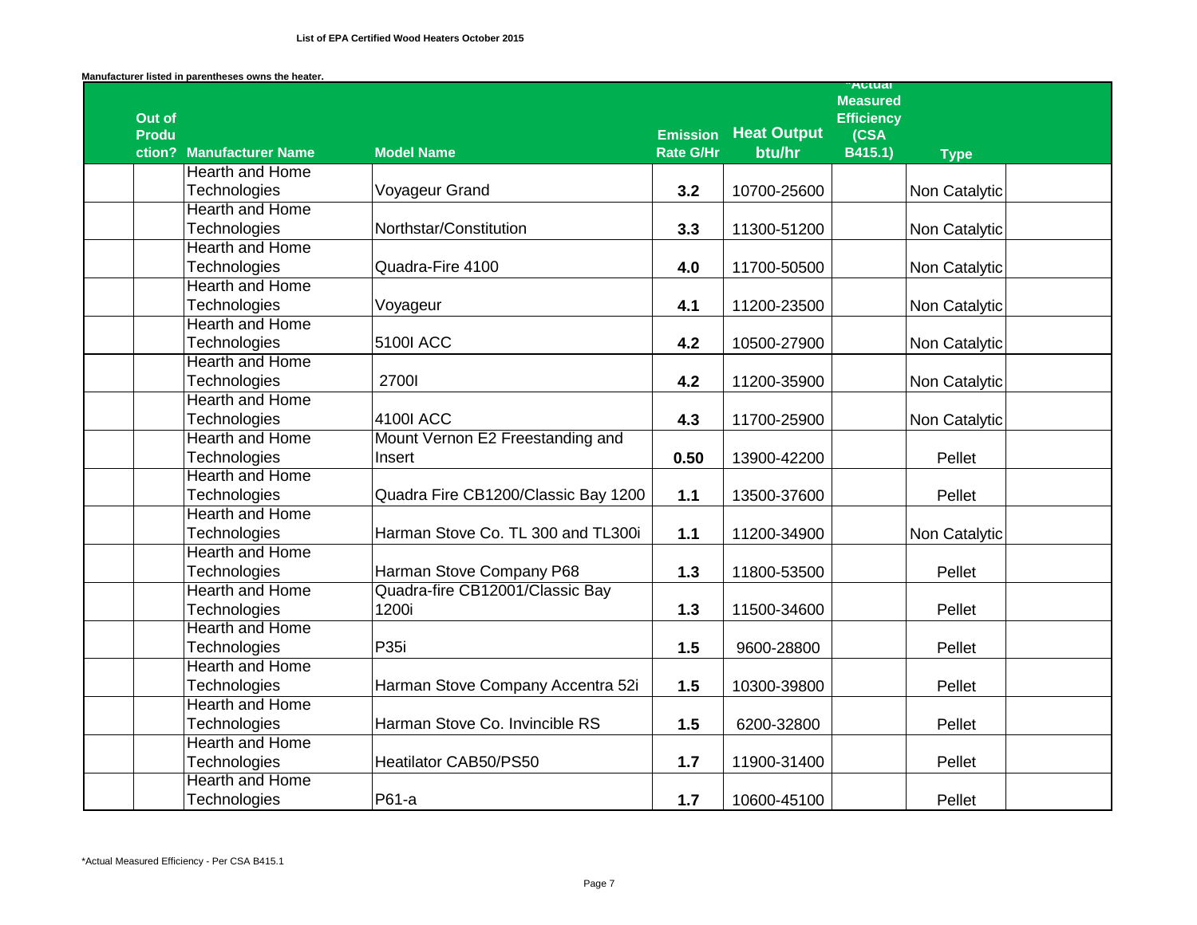**List of EPA Certified Wood Heaters October 2015**

**Manufacturer listed in parentheses owns the heater.**

| Out of Production? | Manufacturer Name | Model Name | Emission Rate G/Hr | Heat Output btu/hr | *Actual Measured Efficiency (CSA B415.1) | Type |
|---|---|---|---|---|---|---|
| | Hearth and Home Technologies | Voyageur Grand | 3.2 | 10700-25600 | | Non Catalytic |
| | Hearth and Home Technologies | Northstar/Constitution | 3.3 | 11300-51200 | | Non Catalytic |
| | Hearth and Home Technologies | Quadra-Fire 4100 | 4.0 | 11700-50500 | | Non Catalytic |
| | Hearth and Home Technologies | Voyageur | 4.1 | 11200-23500 | | Non Catalytic |
| | Hearth and Home Technologies | 5100I ACC | 4.2 | 10500-27900 | | Non Catalytic |
| | Hearth and Home Technologies | 2700I | 4.2 | 11200-35900 | | Non Catalytic |
| | Hearth and Home Technologies | 4100I ACC | 4.3 | 11700-25900 | | Non Catalytic |
| | Hearth and Home Technologies | Mount Vernon E2 Freestanding and Insert | 0.50 | 13900-42200 | | Pellet |
| | Hearth and Home Technologies | Quadra Fire CB1200/Classic Bay 1200 | 1.1 | 13500-37600 | | Pellet |
| | Hearth and Home Technologies | Harman Stove Co. TL 300 and TL300i | 1.1 | 11200-34900 | | Non Catalytic |
| | Hearth and Home Technologies | Harman Stove Company P68 | 1.3 | 11800-53500 | | Pellet |
| | Hearth and Home Technologies | Quadra-fire CB12001/Classic Bay 1200i | 1.3 | 11500-34600 | | Pellet |
| | Hearth and Home Technologies | P35i | 1.5 | 9600-28800 | | Pellet |
| | Hearth and Home Technologies | Harman Stove Company Accentra 52i | 1.5 | 10300-39800 | | Pellet |
| | Hearth and Home Technologies | Harman Stove Co. Invincible RS | 1.5 | 6200-32800 | | Pellet |
| | Hearth and Home Technologies | Heatilator CAB50/PS50 | 1.7 | 11900-31400 | | Pellet |
| | Hearth and Home Technologies | P61-a | 1.7 | 10600-45100 | | Pellet |

*Actual Measured Efficiency - Per CSA B415.1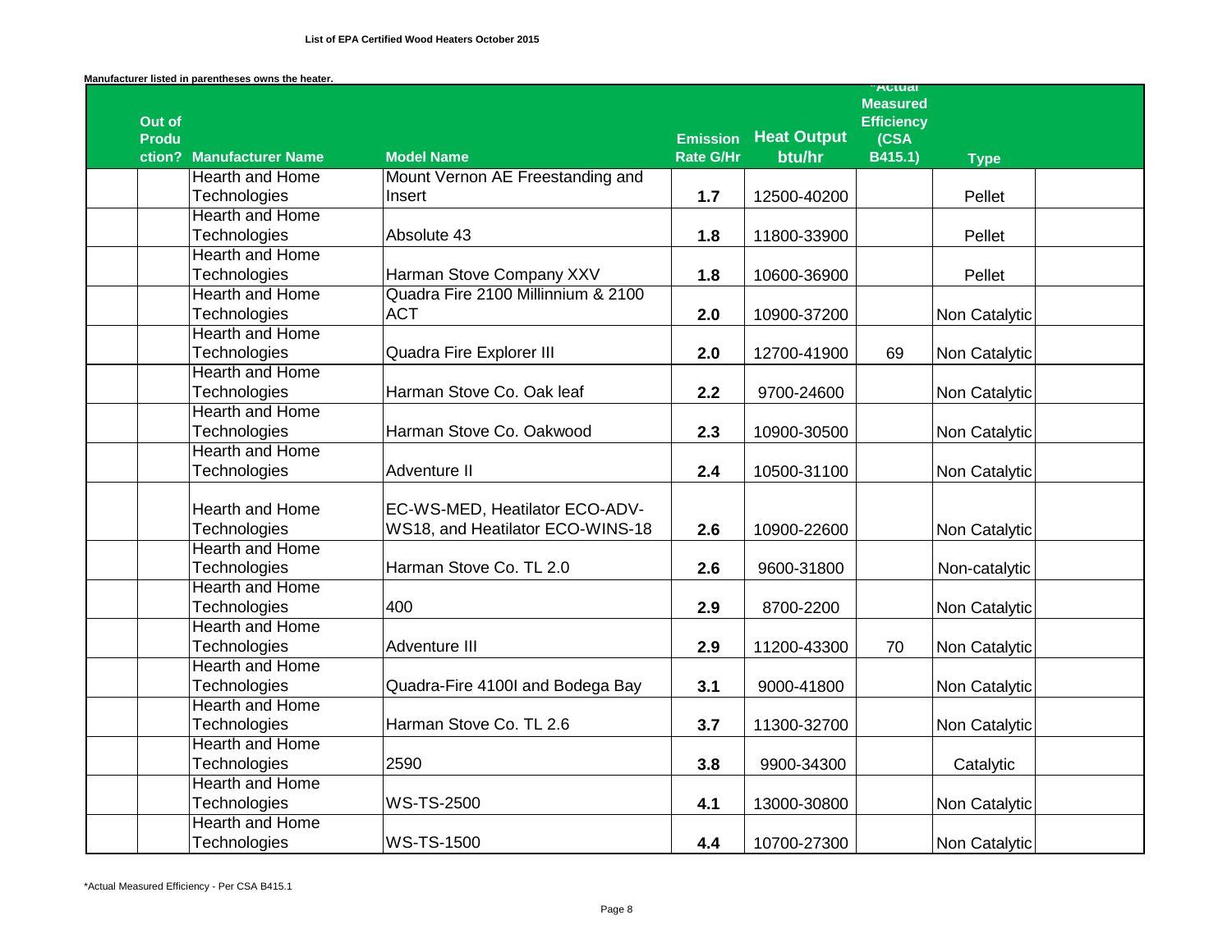**List of EPA Certified Wood Heaters October 2015**

**Manufacturer listed in parentheses owns the heater.**

| Out of Production? | Manufacturer Name | Model Name | Emission Rate G/Hr | Heat Output btu/hr | *Actual Measured Efficiency (CSA B415.1) | Type | |
|---|---|---|---|---|---|---|---|
| | Hearth and Home Technologies | Mount Vernon AE Freestanding and Insert | **1.7** | 12500-40200 | | Pellet | |
| | Hearth and Home Technologies | Absolute 43 | **1.8** | 11800-33900 | | Pellet | |
| | Hearth and Home Technologies | Harman Stove Company XXV | **1.8** | 10600-36900 | | Pellet | |
| | Hearth and Home Technologies | Quadra Fire 2100 Millinnium & 2100 ACT | **2.0** | 10900-37200 | | Non Catalytic | |
| | Hearth and Home Technologies | Quadra Fire Explorer III | **2.0** | 12700-41900 | 69 | Non Catalytic | |
| | Hearth and Home Technologies | Harman Stove Co. Oak leaf | **2.2** | 9700-24600 | | Non Catalytic | |
| | Hearth and Home Technologies | Harman Stove Co. Oakwood | **2.3** | 10900-30500 | | Non Catalytic | |
| | Hearth and Home Technologies | Adventure II | **2.4** | 10500-31100 | | Non Catalytic | |
| | Hearth and Home Technologies | EC-WS-MED, Heatilator ECO-ADV-WS18, and Heatilator ECO-WINS-18 | **2.6** | 10900-22600 | | Non Catalytic | |
| | Hearth and Home Technologies | Harman Stove Co. TL 2.0 | **2.6** | 9600-31800 | | Non-catalytic | |
| | Hearth and Home Technologies | 400 | **2.9** | 8700-2200 | | Non Catalytic | |
| | Hearth and Home Technologies | Adventure III | **2.9** | 11200-43300 | 70 | Non Catalytic | |
| | Hearth and Home Technologies | Quadra-Fire 4100I and Bodega Bay | **3.1** | 9000-41800 | | Non Catalytic | |
| | Hearth and Home Technologies | Harman Stove Co. TL 2.6 | **3.7** | 11300-32700 | | Non Catalytic | |
| | Hearth and Home Technologies | 2590 | **3.8** | 9900-34300 | | Catalytic | |
| | Hearth and Home Technologies | WS-TS-2500 | **4.1** | 13000-30800 | | Non Catalytic | |
| | Hearth and Home Technologies | WS-TS-1500 | **4.4** | 10700-27300 | | Non Catalytic | |

*Actual Measured Efficiency - Per CSA B415.1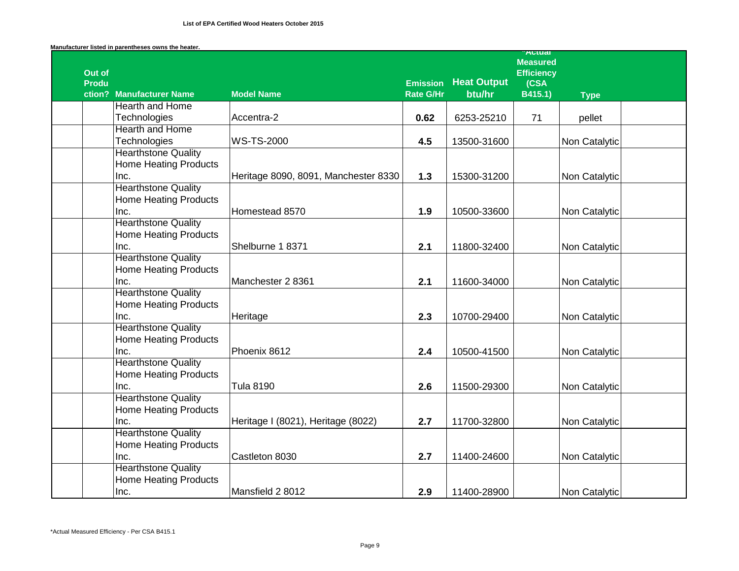**List of EPA Certified Wood Heaters October 2015**

**Manufacturer listed in parentheses owns the heater.**

| Out of Production? | Manufacturer Name | Model Name | Emission Rate G/Hr | Heat Output btu/hr | *Actual Measured Efficiency (CSA B415.1) | Type |
|---|---|---|---|---|---|---|
| | Hearth and Home Technologies | Accentra-2 | **0.62** | 6253-25210 | 71 | pellet |
| | Hearth and Home Technologies | WS-TS-2000 | **4.5** | 13500-31600 | | Non Catalytic |
| | Hearthstone Quality Home Heating Products Inc. | Heritage 8090, 8091, Manchester 8330 | **1.3** | 15300-31200 | | Non Catalytic |
| | Hearthstone Quality Home Heating Products Inc. | Homestead 8570 | **1.9** | 10500-33600 | | Non Catalytic |
| | Hearthstone Quality Home Heating Products Inc. | Shelburne 1 8371 | **2.1** | 11800-32400 | | Non Catalytic |
| | Hearthstone Quality Home Heating Products Inc. | Manchester 2 8361 | **2.1** | 11600-34000 | | Non Catalytic |
| | Hearthstone Quality Home Heating Products Inc. | Heritage | **2.3** | 10700-29400 | | Non Catalytic |
| | Hearthstone Quality Home Heating Products Inc. | Phoenix 8612 | **2.4** | 10500-41500 | | Non Catalytic |
| | Hearthstone Quality Home Heating Products Inc. | Tula 8190 | **2.6** | 11500-29300 | | Non Catalytic |
| | Hearthstone Quality Home Heating Products Inc. | Heritage I (8021), Heritage (8022) | **2.7** | 11700-32800 | | Non Catalytic |
| | Hearthstone Quality Home Heating Products Inc. | Castleton 8030 | **2.7** | 11400-24600 | | Non Catalytic |
| | Hearthstone Quality Home Heating Products Inc. | Mansfield 2 8012 | **2.9** | 11400-28900 | | Non Catalytic |

*Actual Measured Efficiency - Per CSA B415.1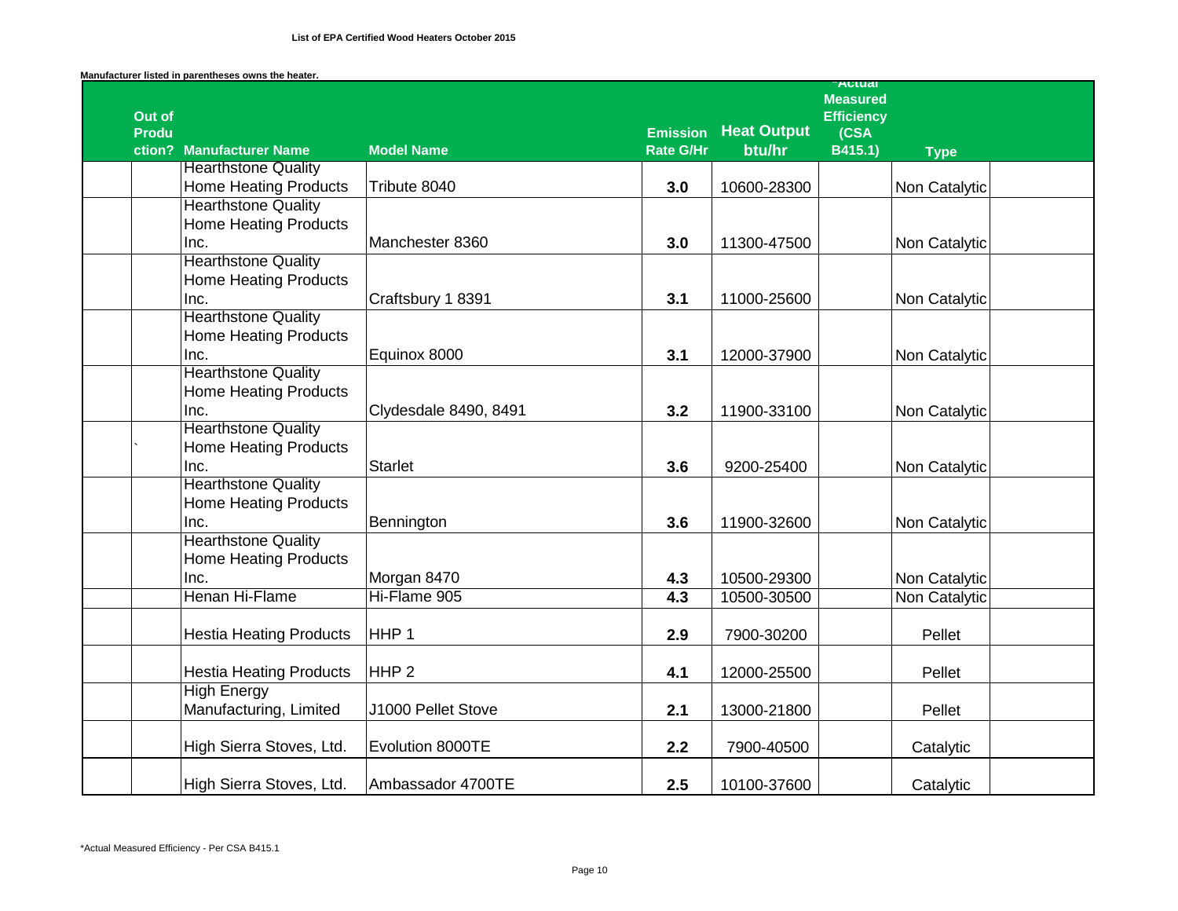**List of EPA Certified Wood Heaters October 2015**

**Manufacturer listed in parentheses owns the heater.**

| Out of Production? | Manufacturer Name | Model Name | Emission Rate G/Hr | Heat Output btu/hr | *Actual Measured Efficiency (CSA B415.1) | Type | |
|---|---|---|---|---|---|---|---|
| | Hearthstone Quality Home Heating Products | Tribute 8040 | 3.0 | 10600-28300 | | Non Catalytic | |
| | Hearthstone Quality Home Heating Products Inc. | Manchester 8360 | 3.0 | 11300-47500 | | Non Catalytic | |
| | Hearthstone Quality Home Heating Products Inc. | Craftsbury 1 8391 | 3.1 | 11000-25600 | | Non Catalytic | |
| | Hearthstone Quality Home Heating Products Inc. | Equinox 8000 | 3.1 | 12000-37900 | | Non Catalytic | |
| | Hearthstone Quality Home Heating Products Inc. | Clydesdale 8490, 8491 | 3.2 | 11900-33100 | | Non Catalytic | |
| ` | Hearthstone Quality Home Heating Products Inc. | Starlet | 3.6 | 9200-25400 | | Non Catalytic | |
| | Hearthstone Quality Home Heating Products Inc. | Bennington | 3.6 | 11900-32600 | | Non Catalytic | |
| | Hearthstone Quality Home Heating Products Inc. | Morgan 8470 | 4.3 | 10500-29300 | | Non Catalytic | |
| | Henan Hi-Flame | Hi-Flame 905 | 4.3 | 10500-30500 | | Non Catalytic | |
| | Hestia Heating Products | HHP 1 | 2.9 | 7900-30200 | | Pellet | |
| | Hestia Heating Products | HHP 2 | 4.1 | 12000-25500 | | Pellet | |
| | High Energy Manufacturing, Limited | J1000 Pellet Stove | 2.1 | 13000-21800 | | Pellet | |
| | High Sierra Stoves, Ltd. | Evolution 8000TE | 2.2 | 7900-40500 | | Catalytic | |
| | High Sierra Stoves, Ltd. | Ambassador 4700TE | 2.5 | 10100-37600 | | Catalytic | |

*Actual Measured Efficiency - Per CSA B415.1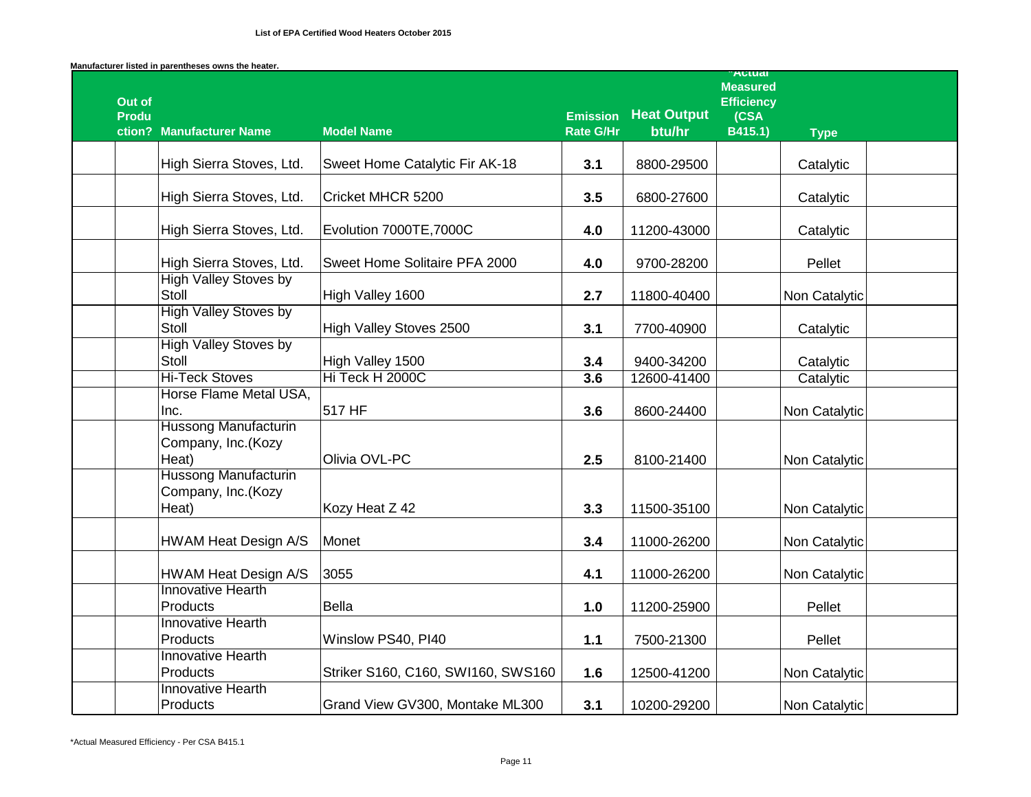**List of EPA Certified Wood Heaters October 2015**

**Manufacturer listed in parentheses owns the heater.**

| Out of Production? | Manufacturer Name | Model Name | Emission Rate G/Hr | Heat Output btu/hr | *Actual Measured Efficiency (CSA B415.1) | Type |
|---|---|---|---|---|---|---|
| | High Sierra Stoves, Ltd. | Sweet Home Catalytic Fir AK-18 | 3.1 | 8800-29500 | | Catalytic |
| | High Sierra Stoves, Ltd. | Cricket MHCR 5200 | 3.5 | 6800-27600 | | Catalytic |
| | High Sierra Stoves, Ltd. | Evolution 7000TE,7000C | 4.0 | 11200-43000 | | Catalytic |
| | High Sierra Stoves, Ltd. | Sweet Home Solitaire PFA 2000 | 4.0 | 9700-28200 | | Pellet |
| | High Valley Stoves by Stoll | High Valley 1600 | 2.7 | 11800-40400 | | Non Catalytic |
| | High Valley Stoves by Stoll | High Valley Stoves 2500 | 3.1 | 7700-40900 | | Catalytic |
| | High Valley Stoves by Stoll | High Valley 1500 | 3.4 | 9400-34200 | | Catalytic |
| | Hi-Teck Stoves | Hi Teck H 2000C | 3.6 | 12600-41400 | | Catalytic |
| | Horse Flame Metal USA, Inc. | 517 HF | 3.6 | 8600-24400 | | Non Catalytic |
| | Hussong Manufacturin Company, Inc.(Kozy Heat) | Olivia OVL-PC | 2.5 | 8100-21400 | | Non Catalytic |
| | Hussong Manufacturin Company, Inc.(Kozy Heat) | Kozy Heat Z 42 | 3.3 | 11500-35100 | | Non Catalytic |
| | HWAM Heat Design A/S | Monet | 3.4 | 11000-26200 | | Non Catalytic |
| | HWAM Heat Design A/S | 3055 | 4.1 | 11000-26200 | | Non Catalytic |
| | Innovative Hearth Products | Bella | 1.0 | 11200-25900 | | Pellet |
| | Innovative Hearth Products | Winslow PS40, PI40 | 1.1 | 7500-21300 | | Pellet |
| | Innovative Hearth Products | Striker S160, C160, SWI160, SWS160 | 1.6 | 12500-41200 | | Non Catalytic |
| | Innovative Hearth Products | Grand View GV300, Montake ML300 | 3.1 | 10200-29200 | | Non Catalytic |

*Actual Measured Efficiency - Per CSA B415.1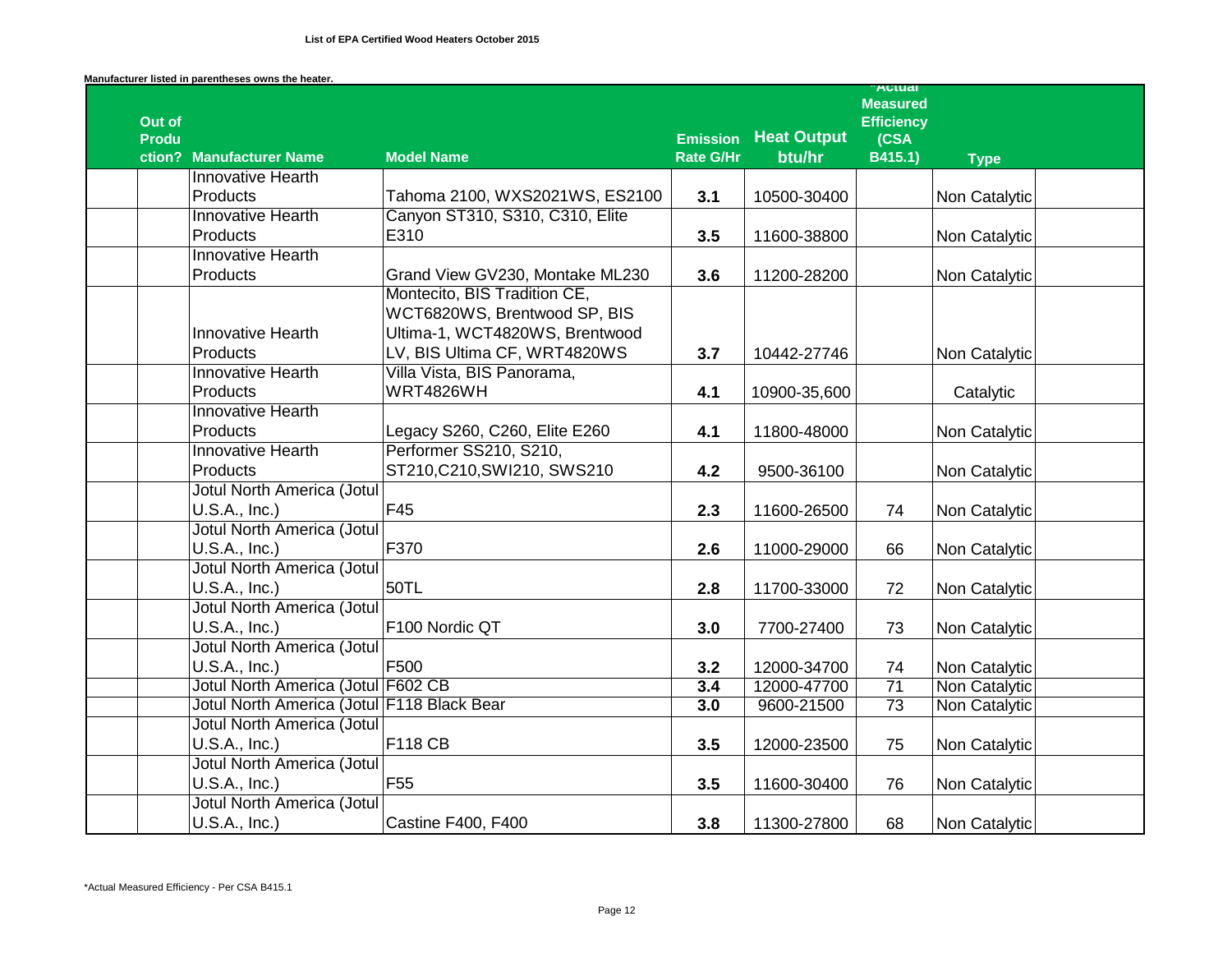**List of EPA Certified Wood Heaters October 2015**

**Manufacturer listed in parentheses owns the heater.**

| Out of Production? | Manufacturer Name | Model Name | Emission Rate G/Hr | Heat Output btu/hr | *Actual Measured Efficiency (CSA B415.1) | Type |
|---|---|---|---|---|---|---|
| | Innovative Hearth Products | Tahoma 2100, WXS2021WS, ES2100 | 3.1 | 10500-30400 | | Non Catalytic |
| | Innovative Hearth Products | Canyon ST310, S310, C310, Elite E310 | 3.5 | 11600-38800 | | Non Catalytic |
| | Innovative Hearth Products | Grand View GV230, Montake ML230 | 3.6 | 11200-28200 | | Non Catalytic |
| | Innovative Hearth Products | Montecito, BIS Tradition CE, WCT6820WS, Brentwood SP, BIS Ultima-1, WCT4820WS, Brentwood LV, BIS Ultima CF, WRT4820WS | 3.7 | 10442-27746 | | Non Catalytic |
| | Innovative Hearth Products | Villa Vista, BIS Panorama, WRT4826WH | 4.1 | 10900-35,600 | | Catalytic |
| | Innovative Hearth Products | Legacy S260, C260, Elite E260 | 4.1 | 11800-48000 | | Non Catalytic |
| | Innovative Hearth Products | Performer SS210, S210, ST210,C210,SWI210, SWS210 | 4.2 | 9500-36100 | | Non Catalytic |
| | Jotul North America (Jotul U.S.A., Inc.) | F45 | 2.3 | 11600-26500 | 74 | Non Catalytic |
| | Jotul North America (Jotul U.S.A., Inc.) | F370 | 2.6 | 11000-29000 | 66 | Non Catalytic |
| | Jotul North America (Jotul U.S.A., Inc.) | 50TL | 2.8 | 11700-33000 | 72 | Non Catalytic |
| | Jotul North America (Jotul U.S.A., Inc.) | F100 Nordic QT | 3.0 | 7700-27400 | 73 | Non Catalytic |
| | Jotul North America (Jotul U.S.A., Inc.) | F500 | 3.2 | 12000-34700 | 74 | Non Catalytic |
| | Jotul North America (Jotul | F602 CB | 3.4 | 12000-47700 | 71 | Non Catalytic |
| | Jotul North America (Jotul | F118 Black Bear | 3.0 | 9600-21500 | 73 | Non Catalytic |
| | Jotul North America (Jotul U.S.A., Inc.) | F118 CB | 3.5 | 12000-23500 | 75 | Non Catalytic |
| | Jotul North America (Jotul U.S.A., Inc.) | F55 | 3.5 | 11600-30400 | 76 | Non Catalytic |
| | Jotul North America (Jotul U.S.A., Inc.) | Castine F400, F400 | 3.8 | 11300-27800 | 68 | Non Catalytic |

*Actual Measured Efficiency - Per CSA B415.1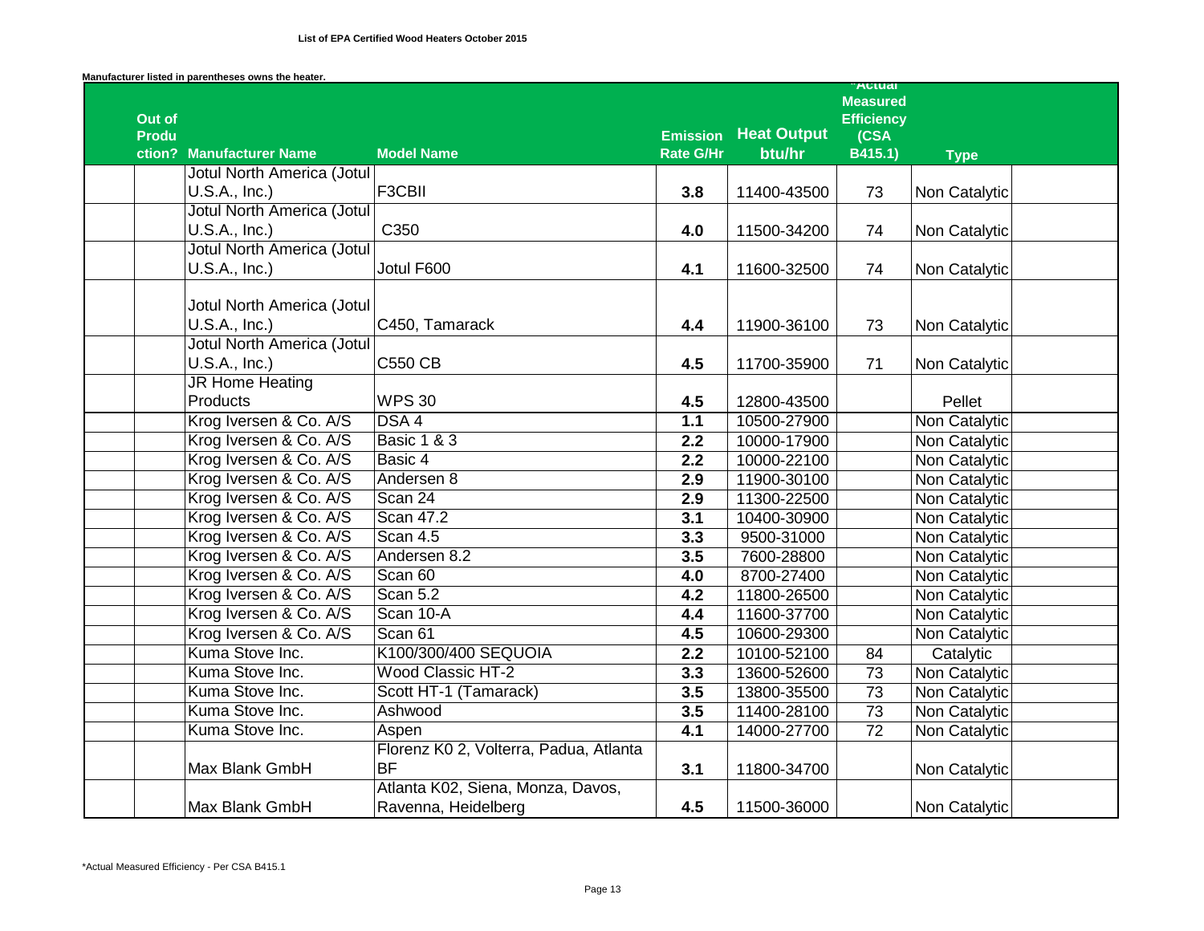**List of EPA Certified Wood Heaters October 2015**

**Manufacturer listed in parentheses owns the heater.**

| Out of Production? | Manufacturer Name | Model Name | Emission Rate G/Hr | Heat Output btu/hr | *Actual Measured Efficiency (CSA B415.1) | Type |
|---|---|---|---|---|---|---|
| | Jotul North America (Jotul U.S.A., Inc.) | F3CBII | 3.8 | 11400-43500 | 73 | Non Catalytic |
| | Jotul North America (Jotul U.S.A., Inc.) | C350 | 4.0 | 11500-34200 | 74 | Non Catalytic |
| | Jotul North America (Jotul U.S.A., Inc.) | Jotul F600 | 4.1 | 11600-32500 | 74 | Non Catalytic |
| | Jotul North America (Jotul U.S.A., Inc.) | C450, Tamarack | 4.4 | 11900-36100 | 73 | Non Catalytic |
| | Jotul North America (Jotul U.S.A., Inc.) | C550 CB | 4.5 | 11700-35900 | 71 | Non Catalytic |
| | JR Home Heating Products | WPS 30 | 4.5 | 12800-43500 | | Pellet |
| | Krog Iversen & Co. A/S | DSA 4 | 1.1 | 10500-27900 | | Non Catalytic |
| | Krog Iversen & Co. A/S | Basic 1 & 3 | 2.2 | 10000-17900 | | Non Catalytic |
| | Krog Iversen & Co. A/S | Basic 4 | 2.2 | 10000-22100 | | Non Catalytic |
| | Krog Iversen & Co. A/S | Andersen 8 | 2.9 | 11900-30100 | | Non Catalytic |
| | Krog Iversen & Co. A/S | Scan 24 | 2.9 | 11300-22500 | | Non Catalytic |
| | Krog Iversen & Co. A/S | Scan 47.2 | 3.1 | 10400-30900 | | Non Catalytic |
| | Krog Iversen & Co. A/S | Scan 4.5 | 3.3 | 9500-31000 | | Non Catalytic |
| | Krog Iversen & Co. A/S | Andersen 8.2 | 3.5 | 7600-28800 | | Non Catalytic |
| | Krog Iversen & Co. A/S | Scan 60 | 4.0 | 8700-27400 | | Non Catalytic |
| | Krog Iversen & Co. A/S | Scan 5.2 | 4.2 | 11800-26500 | | Non Catalytic |
| | Krog Iversen & Co. A/S | Scan 10-A | 4.4 | 11600-37700 | | Non Catalytic |
| | Krog Iversen & Co. A/S | Scan 61 | 4.5 | 10600-29300 | | Non Catalytic |
| | Kuma Stove Inc. | K100/300/400 SEQUOIA | 2.2 | 10100-52100 | 84 | Catalytic |
| | Kuma Stove Inc. | Wood Classic HT-2 | 3.3 | 13600-52600 | 73 | Non Catalytic |
| | Kuma Stove Inc. | Scott HT-1 (Tamarack) | 3.5 | 13800-35500 | 73 | Non Catalytic |
| | Kuma Stove Inc. | Ashwood | 3.5 | 11400-28100 | 73 | Non Catalytic |
| | Kuma Stove Inc. | Aspen | 4.1 | 14000-27700 | 72 | Non Catalytic |
| | Max Blank GmbH | Florenz K0 2, Volterra, Padua, Atlanta BF | 3.1 | 11800-34700 | | Non Catalytic |
| | Max Blank GmbH | Atlanta K02, Siena, Monza, Davos, Ravenna, Heidelberg | 4.5 | 11500-36000 | | Non Catalytic |

*Actual Measured Efficiency - Per CSA B415.1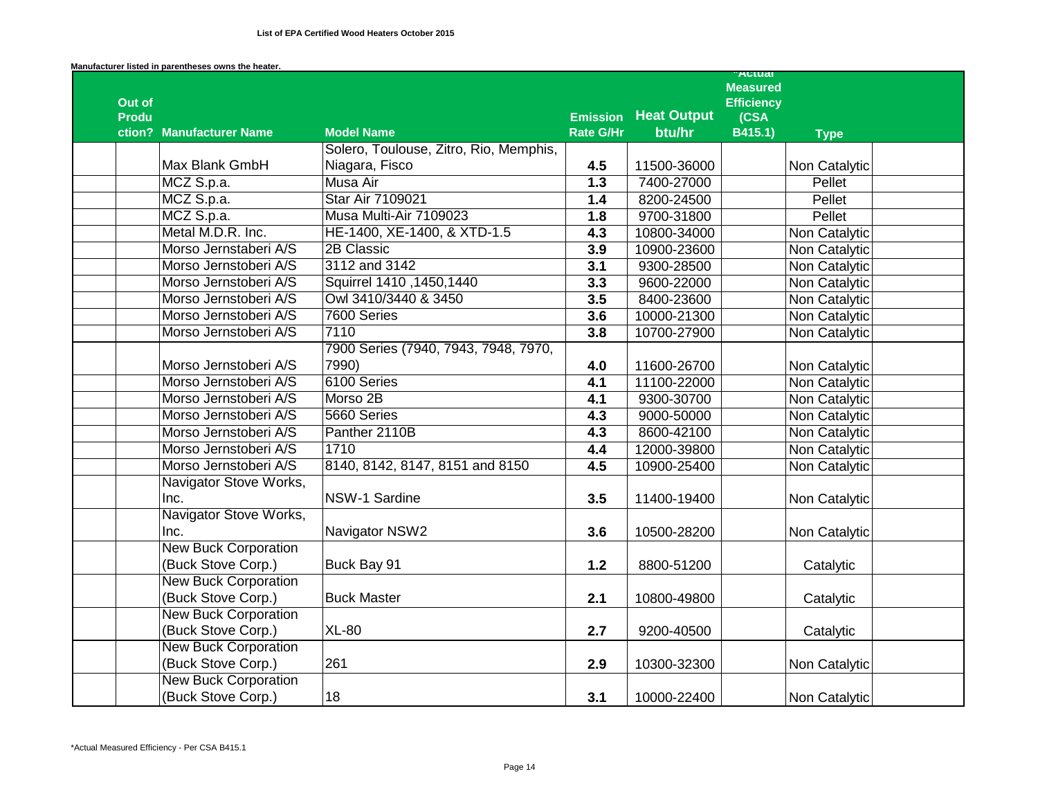**List of EPA Certified Wood Heaters October 2015**

**Manufacturer listed in parentheses owns the heater.**

| Out of Production? | Manufacturer Name | Model Name | Emission Rate G/Hr | Heat Output btu/hr | *Actual Measured Efficiency (CSA B415.1) | Type | |
|---|---|---|---|---|---|---|---|
| | Max Blank GmbH | Solero, Toulouse, Zitro, Rio, Memphis, Niagara, Fisco | 4.5 | 11500-36000 | | Non Catalytic | |
| | MCZ S.p.a. | Musa Air | 1.3 | 7400-27000 | | Pellet | |
| | MCZ S.p.a. | Star Air 7109021 | 1.4 | 8200-24500 | | Pellet | |
| | MCZ S.p.a. | Musa Multi-Air 7109023 | 1.8 | 9700-31800 | | Pellet | |
| | Metal M.D.R. Inc. | HE-1400, XE-1400, & XTD-1.5 | 4.3 | 10800-34000 | | Non Catalytic | |
| | Morso Jernstaberi A/S | 2B Classic | 3.9 | 10900-23600 | | Non Catalytic | |
| | Morso Jernstoberi A/S | 3112 and 3142 | 3.1 | 9300-28500 | | Non Catalytic | |
| | Morso Jernstoberi A/S | Squirrel 1410 ,1450,1440 | 3.3 | 9600-22000 | | Non Catalytic | |
| | Morso Jernstoberi A/S | Owl 3410/3440 & 3450 | 3.5 | 8400-23600 | | Non Catalytic | |
| | Morso Jernstoberi A/S | 7600 Series | 3.6 | 10000-21300 | | Non Catalytic | |
| | Morso Jernstoberi A/S | 7110 | 3.8 | 10700-27900 | | Non Catalytic | |
| | Morso Jernstoberi A/S | 7900 Series (7940, 7943, 7948, 7970, 7990) | 4.0 | 11600-26700 | | Non Catalytic | |
| | Morso Jernstoberi A/S | 6100 Series | 4.1 | 11100-22000 | | Non Catalytic | |
| | Morso Jernstoberi A/S | Morso 2B | 4.1 | 9300-30700 | | Non Catalytic | |
| | Morso Jernstoberi A/S | 5660 Series | 4.3 | 9000-50000 | | Non Catalytic | |
| | Morso Jernstoberi A/S | Panther 2110B | 4.3 | 8600-42100 | | Non Catalytic | |
| | Morso Jernstoberi A/S | 1710 | 4.4 | 12000-39800 | | Non Catalytic | |
| | Morso Jernstoberi A/S | 8140, 8142, 8147, 8151 and 8150 | 4.5 | 10900-25400 | | Non Catalytic | |
| | Navigator Stove Works, Inc. | NSW-1 Sardine | 3.5 | 11400-19400 | | Non Catalytic | |
| | Navigator Stove Works, Inc. | Navigator NSW2 | 3.6 | 10500-28200 | | Non Catalytic | |
| | New Buck Corporation (Buck Stove Corp.) | Buck Bay 91 | 1.2 | 8800-51200 | | Catalytic | |
| | New Buck Corporation (Buck Stove Corp.) | Buck Master | 2.1 | 10800-49800 | | Catalytic | |
| | New Buck Corporation (Buck Stove Corp.) | XL-80 | 2.7 | 9200-40500 | | Catalytic | |
| | New Buck Corporation (Buck Stove Corp.) | 261 | 2.9 | 10300-32300 | | Non Catalytic | |
| | New Buck Corporation (Buck Stove Corp.) | 18 | 3.1 | 10000-22400 | | Non Catalytic | |

*Actual Measured Efficiency - Per CSA B415.1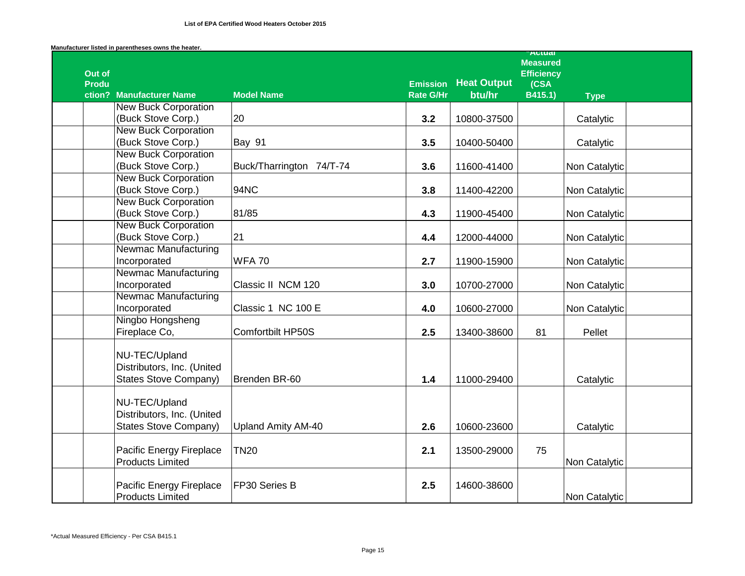**List of EPA Certified Wood Heaters October 2015**

**Manufacturer listed in parentheses owns the heater.**

| Out of Production? | Manufacturer Name | Model Name | Emission Rate G/Hr | Heat Output btu/hr | *Actual Measured Efficiency (CSA B415.1) | Type | |
|---|---|---|---|---|---|---|---|
| | New Buck Corporation (Buck Stove Corp.) | 20 | **3.2** | 10800-37500 | | Catalytic | |
| | New Buck Corporation (Buck Stove Corp.) | Bay 91 | **3.5** | 10400-50400 | | Catalytic | |
| | New Buck Corporation (Buck Stove Corp.) | Buck/Tharrington 74/T-74 | **3.6** | 11600-41400 | | Non Catalytic | |
| | New Buck Corporation (Buck Stove Corp.) | 94NC | **3.8** | 11400-42200 | | Non Catalytic | |
| | New Buck Corporation (Buck Stove Corp.) | 81/85 | **4.3** | 11900-45400 | | Non Catalytic | |
| | New Buck Corporation (Buck Stove Corp.) | 21 | **4.4** | 12000-44000 | | Non Catalytic | |
| | Newmac Manufacturing Incorporated | WFA 70 | **2.7** | 11900-15900 | | Non Catalytic | |
| | Newmac Manufacturing Incorporated | Classic II NCM 120 | **3.0** | 10700-27000 | | Non Catalytic | |
| | Newmac Manufacturing Incorporated | Classic 1 NC 100 E | **4.0** | 10600-27000 | | Non Catalytic | |
| | Ningbo Hongsheng Fireplace Co, | Comfortbilt HP50S | **2.5** | 13400-38600 | 81 | Pellet | |
| | NU-TEC/Upland Distributors, Inc. (United States Stove Company) | Brenden BR-60 | **1.4** | 11000-29400 | | Catalytic | |
| | NU-TEC/Upland Distributors, Inc. (United States Stove Company) | Upland Amity AM-40 | **2.6** | 10600-23600 | | Catalytic | |
| | Pacific Energy Fireplace Products Limited | TN20 | **2.1** | 13500-29000 | 75 | Non Catalytic | |
| | Pacific Energy Fireplace Products Limited | FP30 Series B | **2.5** | 14600-38600 | | Non Catalytic | |

*Actual Measured Efficiency - Per CSA B415.1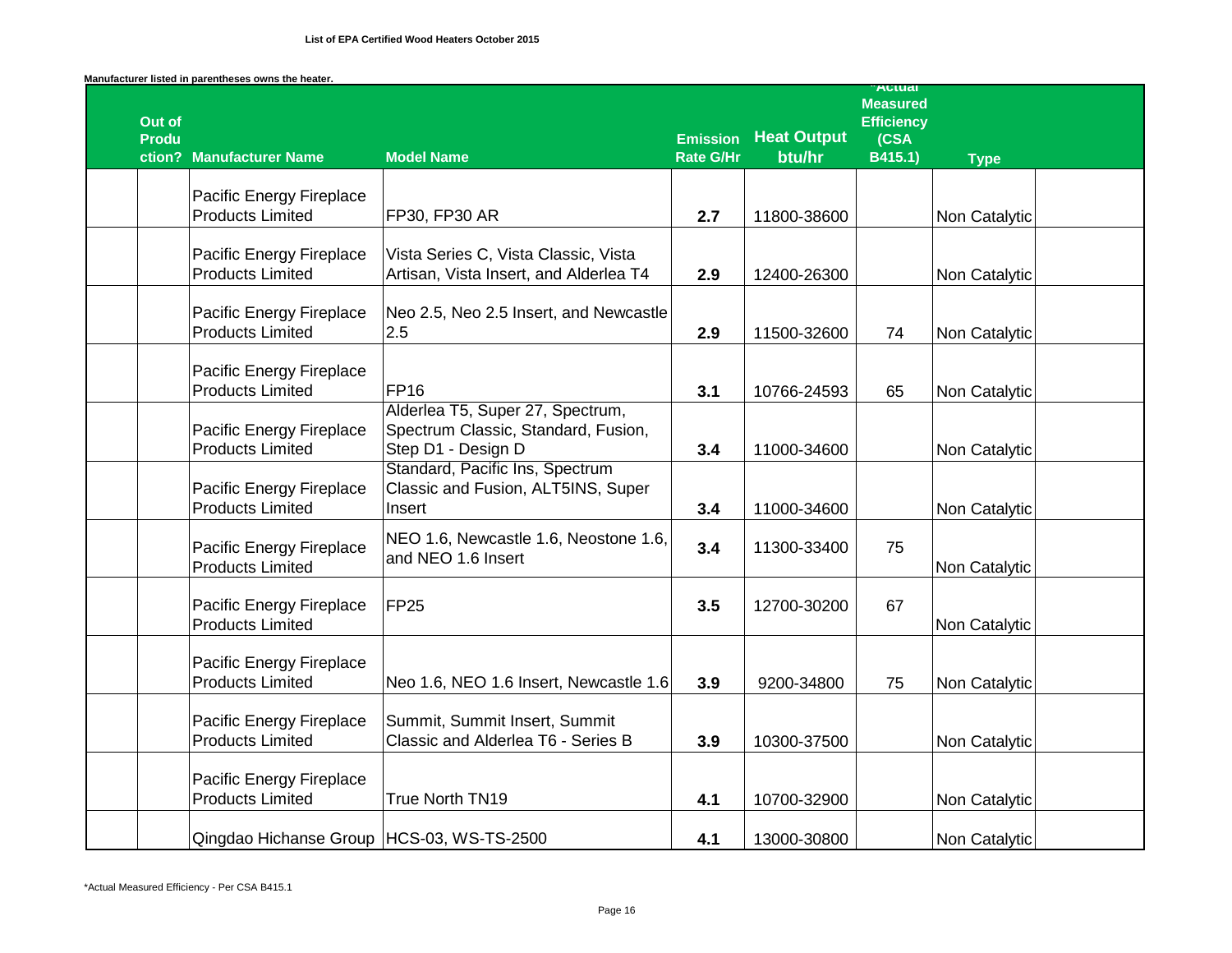**List of EPA Certified Wood Heaters October 2015**

**Manufacturer listed in parentheses owns the heater.**

| Out of Production? | Manufacturer Name | Model Name | Emission Rate G/Hr | Heat Output btu/hr | *Actual Measured Efficiency (CSA B415.1) | Type |
|---|---|---|---|---|---|---|
| | Pacific Energy Fireplace Products Limited | FP30, FP30 AR | 2.7 | 11800-38600 | | Non Catalytic |
| | Pacific Energy Fireplace Products Limited | Vista Series C, Vista Classic, Vista Artisan, Vista Insert, and Alderlea T4 | 2.9 | 12400-26300 | | Non Catalytic |
| | Pacific Energy Fireplace Products Limited | Neo 2.5, Neo 2.5 Insert, and Newcastle 2.5 | 2.9 | 11500-32600 | 74 | Non Catalytic |
| | Pacific Energy Fireplace Products Limited | FP16 | 3.1 | 10766-24593 | 65 | Non Catalytic |
| | Pacific Energy Fireplace Products Limited | Alderlea T5, Super 27, Spectrum, Spectrum Classic, Standard, Fusion, Step D1 - Design D | 3.4 | 11000-34600 | | Non Catalytic |
| | Pacific Energy Fireplace Products Limited | Standard, Pacific Ins, Spectrum Classic and Fusion, ALT5INS, Super Insert | 3.4 | 11000-34600 | | Non Catalytic |
| | Pacific Energy Fireplace Products Limited | NEO 1.6, Newcastle 1.6, Neostone 1.6, and NEO 1.6 Insert | 3.4 | 11300-33400 | 75 | Non Catalytic |
| | Pacific Energy Fireplace Products Limited | FP25 | 3.5 | 12700-30200 | 67 | Non Catalytic |
| | Pacific Energy Fireplace Products Limited | Neo 1.6, NEO 1.6 Insert, Newcastle 1.6 | 3.9 | 9200-34800 | 75 | Non Catalytic |
| | Pacific Energy Fireplace Products Limited | Summit, Summit Insert, Summit Classic and Alderlea T6 - Series B | 3.9 | 10300-37500 | | Non Catalytic |
| | Pacific Energy Fireplace Products Limited | True North TN19 | 4.1 | 10700-32900 | | Non Catalytic |
| | Qingdao Hichanse Group | HCS-03, WS-TS-2500 | 4.1 | 13000-30800 | | Non Catalytic |

*Actual Measured Efficiency - Per CSA B415.1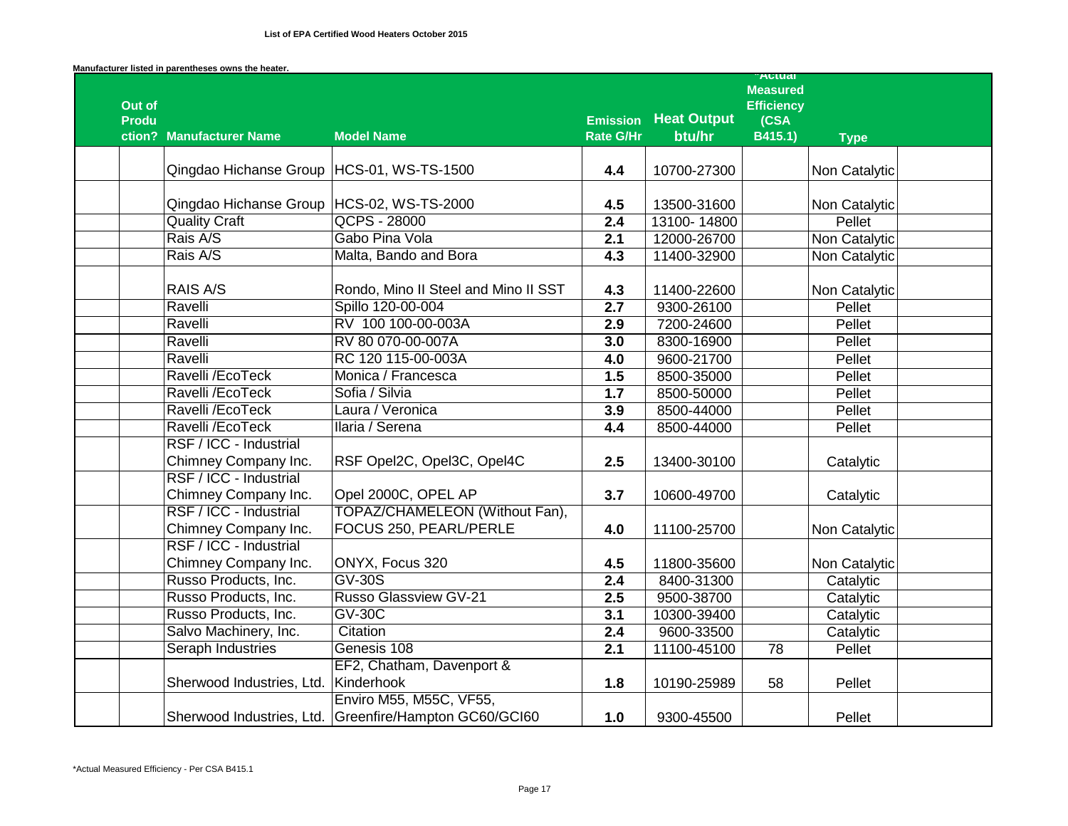**List of EPA Certified Wood Heaters October 2015**

**Manufacturer listed in parentheses owns the heater.**

| Out of Production? | Manufacturer Name | Model Name | Emission Rate G/Hr | Heat Output btu/hr | *Actual Measured Efficiency (CSA B415.1) | Type | |
|---|---|---|---|---|---|---|---|
| | Qingdao Hichanse Group | HCS-01, WS-TS-1500 | 4.4 | 10700-27300 | | Non Catalytic | |
| | Qingdao Hichanse Group | HCS-02, WS-TS-2000 | 4.5 | 13500-31600 | | Non Catalytic | |
| | Quality Craft | QCPS - 28000 | 2.4 | 13100- 14800 | | Pellet | |
| | Rais A/S | Gabo Pina Vola | 2.1 | 12000-26700 | | Non Catalytic | |
| | Rais A/S | Malta, Bando and Bora | 4.3 | 11400-32900 | | Non Catalytic | |
| | RAIS A/S | Rondo, Mino II Steel and Mino II SST | 4.3 | 11400-22600 | | Non Catalytic | |
| | Ravelli | Spillo 120-00-004 | 2.7 | 9300-26100 | | Pellet | |
| | Ravelli | RV 100 100-00-003A | 2.9 | 7200-24600 | | Pellet | |
| | Ravelli | RV 80 070-00-007A | 3.0 | 8300-16900 | | Pellet | |
| | Ravelli | RC 120 115-00-003A | 4.0 | 9600-21700 | | Pellet | |
| | Ravelli /EcoTeck | Monica / Francesca | 1.5 | 8500-35000 | | Pellet | |
| | Ravelli /EcoTeck | Sofia / Silvia | 1.7 | 8500-50000 | | Pellet | |
| | Ravelli /EcoTeck | Laura / Veronica | 3.9 | 8500-44000 | | Pellet | |
| | Ravelli /EcoTeck | Ilaria / Serena | 4.4 | 8500-44000 | | Pellet | |
| | RSF / ICC - Industrial Chimney Company Inc. | RSF Opel2C, Opel3C, Opel4C | 2.5 | 13400-30100 | | Catalytic | |
| | RSF / ICC - Industrial Chimney Company Inc. | Opel 2000C, OPEL AP | 3.7 | 10600-49700 | | Catalytic | |
| | RSF / ICC - Industrial Chimney Company Inc. | TOPAZ/CHAMELEON (Without Fan), FOCUS 250, PEARL/PERLE | 4.0 | 11100-25700 | | Non Catalytic | |
| | RSF / ICC - Industrial Chimney Company Inc. | ONYX, Focus 320 | 4.5 | 11800-35600 | | Non Catalytic | |
| | Russo Products, Inc. | GV-30S | 2.4 | 8400-31300 | | Catalytic | |
| | Russo Products, Inc. | Russo Glassview GV-21 | 2.5 | 9500-38700 | | Catalytic | |
| | Russo Products, Inc. | GV-30C | 3.1 | 10300-39400 | | Catalytic | |
| | Salvo Machinery, Inc. | Citation | 2.4 | 9600-33500 | | Catalytic | |
| | Seraph Industries | Genesis 108 | 2.1 | 11100-45100 | 78 | Pellet | |
| | Sherwood Industries, Ltd. | EF2, Chatham, Davenport & Kinderhook | 1.8 | 10190-25989 | 58 | Pellet | |
| | Sherwood Industries, Ltd. | Enviro M55, M55C, VF55, Greenfire/Hampton GC60/GCI60 | 1.0 | 9300-45500 | | Pellet | |

*Actual Measured Efficiency - Per CSA B415.1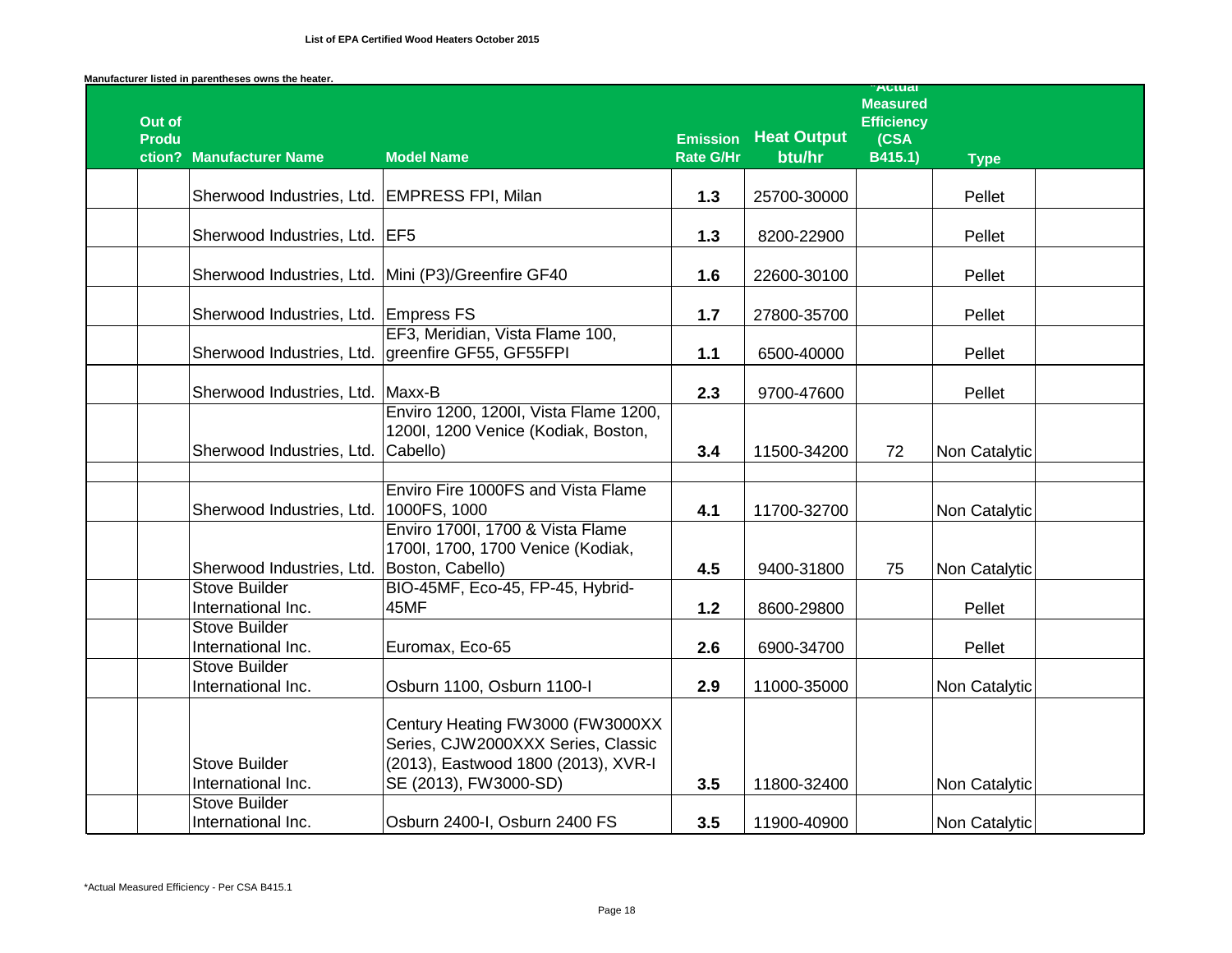**List of EPA Certified Wood Heaters October 2015**

**Manufacturer listed in parentheses owns the heater.**

| Out of Production? | Manufacturer Name | Model Name | Emission Rate G/Hr | Heat Output btu/hr | *Actual Measured Efficiency (CSA B415.1) | Type | |
|---|---|---|---|---|---|---|---|
| | Sherwood Industries, Ltd. | EMPRESS FPI, Milan | 1.3 | 25700-30000 | | Pellet | |
| | Sherwood Industries, Ltd. | EF5 | 1.3 | 8200-22900 | | Pellet | |
| | Sherwood Industries, Ltd. | Mini (P3)/Greenfire GF40 | 1.6 | 22600-30100 | | Pellet | |
| | Sherwood Industries, Ltd. | Empress FS | 1.7 | 27800-35700 | | Pellet | |
| | Sherwood Industries, Ltd. | EF3, Meridian, Vista Flame 100, greenfire GF55, GF55FPI | 1.1 | 6500-40000 | | Pellet | |
| | Sherwood Industries, Ltd. | Maxx-B | 2.3 | 9700-47600 | | Pellet | |
| | Sherwood Industries, Ltd. | Enviro 1200, 1200I, Vista Flame 1200, 1200I, 1200 Venice (Kodiak, Boston, Cabello) | 3.4 | 11500-34200 | 72 | Non Catalytic | |
| | | | | | | | |
| | Sherwood Industries, Ltd. | Enviro Fire 1000FS and Vista Flame 1000FS, 1000 | 4.1 | 11700-32700 | | Non Catalytic | |
| | Sherwood Industries, Ltd. | Enviro 1700I, 1700 & Vista Flame 1700I, 1700, 1700 Venice (Kodiak, Boston, Cabello) | 4.5 | 9400-31800 | 75 | Non Catalytic | |
| | Stove Builder International Inc. | BIO-45MF, Eco-45, FP-45, Hybrid-45MF | 1.2 | 8600-29800 | | Pellet | |
| | Stove Builder International Inc. | Euromax, Eco-65 | 2.6 | 6900-34700 | | Pellet | |
| | Stove Builder International Inc. | Osburn 1100, Osburn 1100-I | 2.9 | 11000-35000 | | Non Catalytic | |
| | Stove Builder International Inc. | Century Heating FW3000 (FW3000XX Series, CJW2000XXX Series, Classic (2013), Eastwood 1800 (2013), XVR-I SE (2013), FW3000-SD) | 3.5 | 11800-32400 | | Non Catalytic | |
| | Stove Builder International Inc. | Osburn 2400-I, Osburn 2400 FS | 3.5 | 11900-40900 | | Non Catalytic | |

*Actual Measured Efficiency - Per CSA B415.1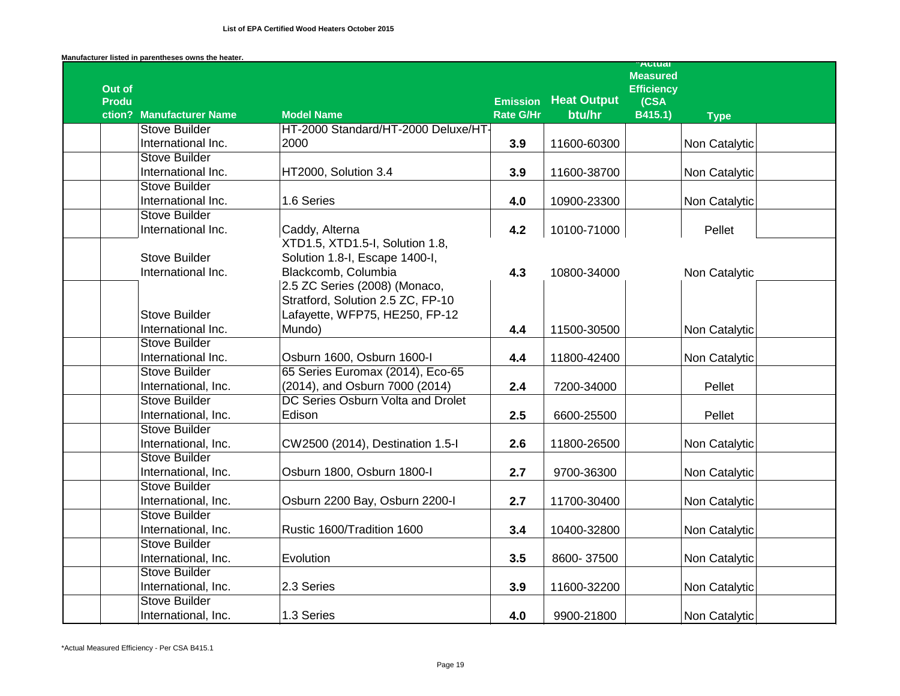**List of EPA Certified Wood Heaters October 2015**

**Manufacturer listed in parentheses owns the heater.**

| | Out of Production? | Manufacturer Name | Model Name | Emission Rate G/Hr | Heat Output btu/hr | *Actual Measured Efficiency (CSA B415.1) | Type | |
|---|---|---|---|---|---|---|---|---|
| | | Stove Builder International Inc. | HT-2000 Standard/HT-2000 Deluxe/HT-2000 | 3.9 | 11600-60300 | | Non Catalytic | |
| | | Stove Builder International Inc. | HT2000, Solution 3.4 | 3.9 | 11600-38700 | | Non Catalytic | |
| | | Stove Builder International Inc. | 1.6 Series | 4.0 | 10900-23300 | | Non Catalytic | |
| | | Stove Builder International Inc. | Caddy, Alterna | 4.2 | 10100-71000 | | Pellet | |
| | | Stove Builder International Inc. | XTD1.5, XTD1.5-I, Solution 1.8, Solution 1.8-I, Escape 1400-I, Blackcomb, Columbia | 4.3 | 10800-34000 | | Non Catalytic | |
| | | Stove Builder International Inc. | 2.5 ZC Series (2008) (Monaco, Stratford, Solution 2.5 ZC, FP-10 Lafayette, WFP75, HE250, FP-12 Mundo) | 4.4 | 11500-30500 | | Non Catalytic | |
| | | Stove Builder International Inc. | Osburn 1600, Osburn 1600-I | 4.4 | 11800-42400 | | Non Catalytic | |
| | | Stove Builder International, Inc. | 65 Series Euromax (2014), Eco-65 (2014), and Osburn 7000 (2014) | 2.4 | 7200-34000 | | Pellet | |
| | | Stove Builder International, Inc. | DC Series Osburn Volta and Drolet Edison | 2.5 | 6600-25500 | | Pellet | |
| | | Stove Builder International, Inc. | CW2500 (2014), Destination 1.5-I | 2.6 | 11800-26500 | | Non Catalytic | |
| | | Stove Builder International, Inc. | Osburn 1800, Osburn 1800-I | 2.7 | 9700-36300 | | Non Catalytic | |
| | | Stove Builder International, Inc. | Osburn 2200 Bay, Osburn 2200-I | 2.7 | 11700-30400 | | Non Catalytic | |
| | | Stove Builder International, Inc. | Rustic 1600/Tradition 1600 | 3.4 | 10400-32800 | | Non Catalytic | |
| | | Stove Builder International, Inc. | Evolution | 3.5 | 8600- 37500 | | Non Catalytic | |
| | | Stove Builder International, Inc. | 2.3 Series | 3.9 | 11600-32200 | | Non Catalytic | |
| | | Stove Builder International, Inc. | 1.3 Series | 4.0 | 9900-21800 | | Non Catalytic | |

*Actual Measured Efficiency - Per CSA B415.1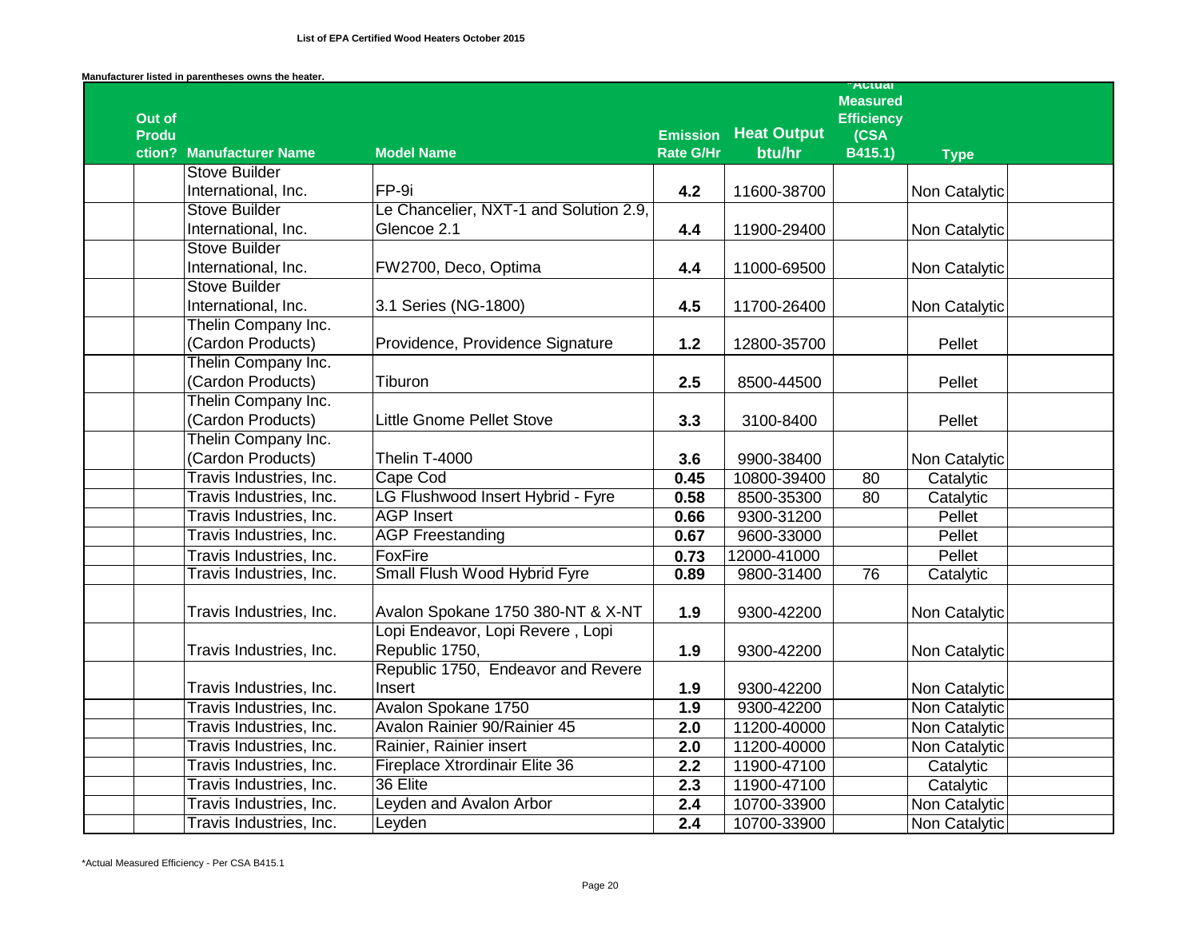**List of EPA Certified Wood Heaters October 2015**

**Manufacturer listed in parentheses owns the heater.**

| Out of Production? | Manufacturer Name | Model Name | Emission Rate G/Hr | Heat Output btu/hr | *Actual Measured Efficiency (CSA B415.1) | Type |
|---|---|---|---|---|---|---|
| | Stove Builder International, Inc. | FP-9i | 4.2 | 11600-38700 | | Non Catalytic |
| | Stove Builder International, Inc. | Le Chancelier, NXT-1 and Solution 2.9, Glencoe 2.1 | 4.4 | 11900-29400 | | Non Catalytic |
| | Stove Builder International, Inc. | FW2700, Deco, Optima | 4.4 | 11000-69500 | | Non Catalytic |
| | Stove Builder International, Inc. | 3.1 Series (NG-1800) | 4.5 | 11700-26400 | | Non Catalytic |
| | Thelin Company Inc. (Cardon Products) | Providence, Providence Signature | 1.2 | 12800-35700 | | Pellet |
| | Thelin Company Inc. (Cardon Products) | Tiburon | 2.5 | 8500-44500 | | Pellet |
| | Thelin Company Inc. (Cardon Products) | Little Gnome Pellet Stove | 3.3 | 3100-8400 | | Pellet |
| | Thelin Company Inc. (Cardon Products) | Thelin T-4000 | 3.6 | 9900-38400 | | Non Catalytic |
| | Travis Industries, Inc. | Cape Cod | 0.45 | 10800-39400 | 80 | Catalytic |
| | Travis Industries, Inc. | LG Flushwood Insert Hybrid - Fyre | 0.58 | 8500-35300 | 80 | Catalytic |
| | Travis Industries, Inc. | AGP Insert | 0.66 | 9300-31200 | | Pellet |
| | Travis Industries, Inc. | AGP Freestanding | 0.67 | 9600-33000 | | Pellet |
| | Travis Industries, Inc. | FoxFire | 0.73 | 12000-41000 | | Pellet |
| | Travis Industries, Inc. | Small Flush Wood Hybrid Fyre | 0.89 | 9800-31400 | 76 | Catalytic |
| | Travis Industries, Inc. | Avalon Spokane 1750 380-NT & X-NT | 1.9 | 9300-42200 | | Non Catalytic |
| | Travis Industries, Inc. | Lopi Endeavor, Lopi Revere , Lopi Republic 1750, | 1.9 | 9300-42200 | | Non Catalytic |
| | Travis Industries, Inc. | Republic 1750, Endeavor and Revere Insert | 1.9 | 9300-42200 | | Non Catalytic |
| | Travis Industries, Inc. | Avalon Spokane 1750 | 1.9 | 9300-42200 | | Non Catalytic |
| | Travis Industries, Inc. | Avalon Rainier 90/Rainier 45 | 2.0 | 11200-40000 | | Non Catalytic |
| | Travis Industries, Inc. | Rainier, Rainier insert | 2.0 | 11200-40000 | | Non Catalytic |
| | Travis Industries, Inc. | Fireplace Xtrordinair Elite 36 | 2.2 | 11900-47100 | | Catalytic |
| | Travis Industries, Inc. | 36 Elite | 2.3 | 11900-47100 | | Catalytic |
| | Travis Industries, Inc. | Leyden and Avalon Arbor | 2.4 | 10700-33900 | | Non Catalytic |
| | Travis Industries, Inc. | Leyden | 2.4 | 10700-33900 | | Non Catalytic |

*Actual Measured Efficiency - Per CSA B415.1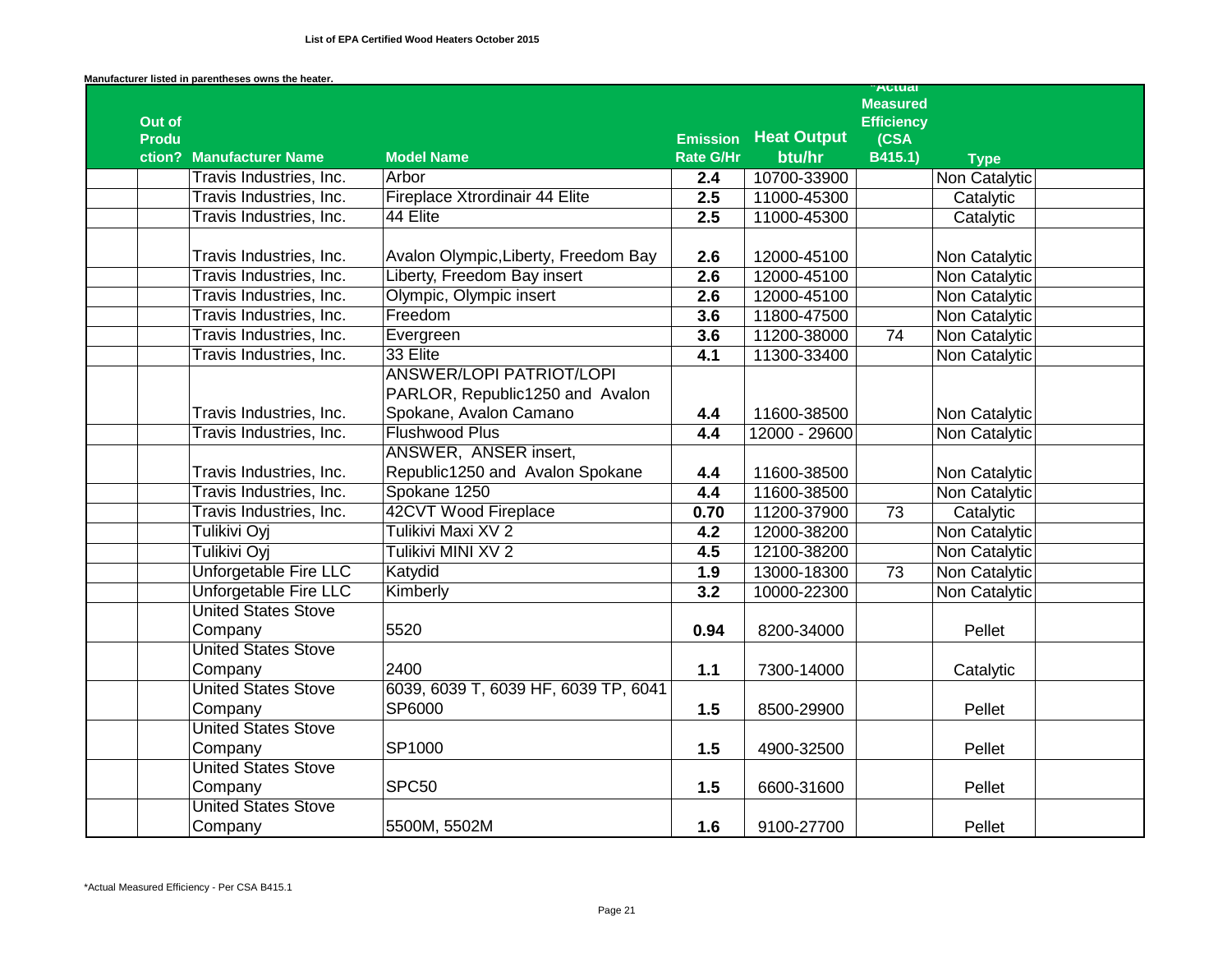**List of EPA Certified Wood Heaters October 2015**

**Manufacturer listed in parentheses owns the heater.**

| Out of Production? | Manufacturer Name | Model Name | Emission Rate G/Hr | Heat Output btu/hr | *Actual Measured Efficiency (CSA B415.1) | Type |
|---|---|---|---|---|---|---|
| | Travis Industries, Inc. | Arbor | 2.4 | 10700-33900 | | Non Catalytic |
| | Travis Industries, Inc. | Fireplace Xtrordinair 44 Elite | 2.5 | 11000-45300 | | Catalytic |
| | Travis Industries, Inc. | 44 Elite | 2.5 | 11000-45300 | | Catalytic |
| | Travis Industries, Inc. | Avalon Olympic,Liberty, Freedom Bay | 2.6 | 12000-45100 | | Non Catalytic |
| | Travis Industries, Inc. | Liberty, Freedom Bay insert | 2.6 | 12000-45100 | | Non Catalytic |
| | Travis Industries, Inc. | Olympic, Olympic insert | 2.6 | 12000-45100 | | Non Catalytic |
| | Travis Industries, Inc. | Freedom | 3.6 | 11800-47500 | | Non Catalytic |
| | Travis Industries, Inc. | Evergreen | 3.6 | 11200-38000 | 74 | Non Catalytic |
| | Travis Industries, Inc. | 33 Elite | 4.1 | 11300-33400 | | Non Catalytic |
| | Travis Industries, Inc. | ANSWER/LOPI PATRIOT/LOPI PARLOR, Republic1250 and Avalon Spokane, Avalon Camano | 4.4 | 11600-38500 | | Non Catalytic |
| | Travis Industries, Inc. | Flushwood Plus | 4.4 | 12000 - 29600 | | Non Catalytic |
| | Travis Industries, Inc. | ANSWER, ANSER insert, Republic1250 and Avalon Spokane | 4.4 | 11600-38500 | | Non Catalytic |
| | Travis Industries, Inc. | Spokane 1250 | 4.4 | 11600-38500 | | Non Catalytic |
| | Travis Industries, Inc. | 42CVT Wood Fireplace | 0.70 | 11200-37900 | 73 | Catalytic |
| | Tulikivi Oyj | Tulikivi Maxi XV 2 | 4.2 | 12000-38200 | | Non Catalytic |
| | Tulikivi Oyj | Tulikivi MINI XV 2 | 4.5 | 12100-38200 | | Non Catalytic |
| | Unforgetable Fire LLC | Katydid | 1.9 | 13000-18300 | 73 | Non Catalytic |
| | Unforgetable Fire LLC | Kimberly | 3.2 | 10000-22300 | | Non Catalytic |
| | United States Stove Company | 5520 | 0.94 | 8200-34000 | | Pellet |
| | United States Stove Company | 2400 | 1.1 | 7300-14000 | | Catalytic |
| | United States Stove Company | 6039, 6039 T, 6039 HF, 6039 TP, 6041 SP6000 | 1.5 | 8500-29900 | | Pellet |
| | United States Stove Company | SP1000 | 1.5 | 4900-32500 | | Pellet |
| | United States Stove Company | SPC50 | 1.5 | 6600-31600 | | Pellet |
| | United States Stove Company | 5500M, 5502M | 1.6 | 9100-27700 | | Pellet |

*Actual Measured Efficiency - Per CSA B415.1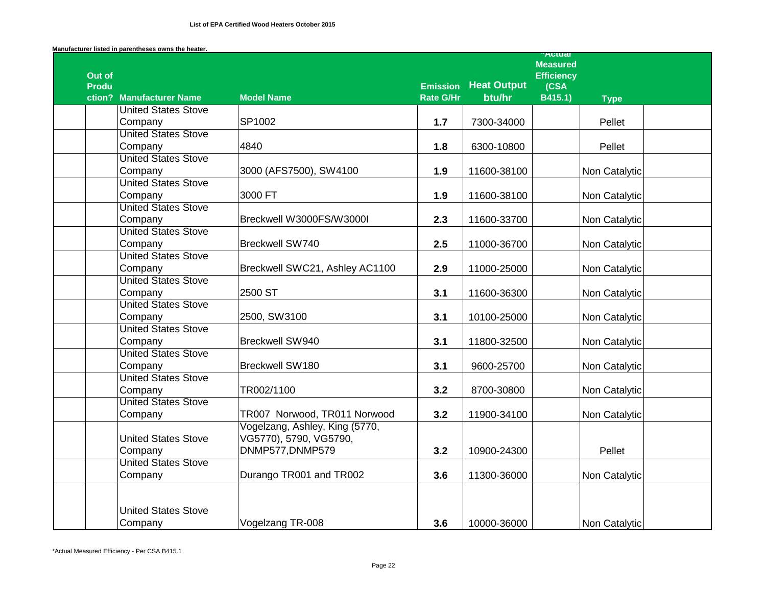**List of EPA Certified Wood Heaters October 2015**

**Manufacturer listed in parentheses owns the heater.**

| Out of Production? | Manufacturer Name | Model Name | Emission Rate G/Hr | Heat Output btu/hr | *Actual Measured Efficiency (CSA B415.1) | Type | |
|---|---|---|---|---|---|---|---|
| | United States Stove Company | SP1002 | 1.7 | 7300-34000 | | Pellet | |
| | United States Stove Company | 4840 | 1.8 | 6300-10800 | | Pellet | |
| | United States Stove Company | 3000 (AFS7500), SW4100 | 1.9 | 11600-38100 | | Non Catalytic | |
| | United States Stove Company | 3000 FT | 1.9 | 11600-38100 | | Non Catalytic | |
| | United States Stove Company | Breckwell W3000FS/W3000I | 2.3 | 11600-33700 | | Non Catalytic | |
| | United States Stove Company | Breckwell SW740 | 2.5 | 11000-36700 | | Non Catalytic | |
| | United States Stove Company | Breckwell SWC21, Ashley AC1100 | 2.9 | 11000-25000 | | Non Catalytic | |
| | United States Stove Company | 2500 ST | 3.1 | 11600-36300 | | Non Catalytic | |
| | United States Stove Company | 2500, SW3100 | 3.1 | 10100-25000 | | Non Catalytic | |
| | United States Stove Company | Breckwell SW940 | 3.1 | 11800-32500 | | Non Catalytic | |
| | United States Stove Company | Breckwell SW180 | 3.1 | 9600-25700 | | Non Catalytic | |
| | United States Stove Company | TR002/1100 | 3.2 | 8700-30800 | | Non Catalytic | |
| | United States Stove Company | TR007 Norwood, TR011 Norwood | 3.2 | 11900-34100 | | Non Catalytic | |
| | United States Stove Company | Vogelzang, Ashley, King (5770, VG5770), 5790, VG5790, DNMP577,DNMP579 | 3.2 | 10900-24300 | | Pellet | |
| | United States Stove Company | Durango TR001 and TR002 | 3.6 | 11300-36000 | | Non Catalytic | |
| | United States Stove Company | Vogelzang TR-008 | 3.6 | 10000-36000 | | Non Catalytic | |

*Actual Measured Efficiency - Per CSA B415.1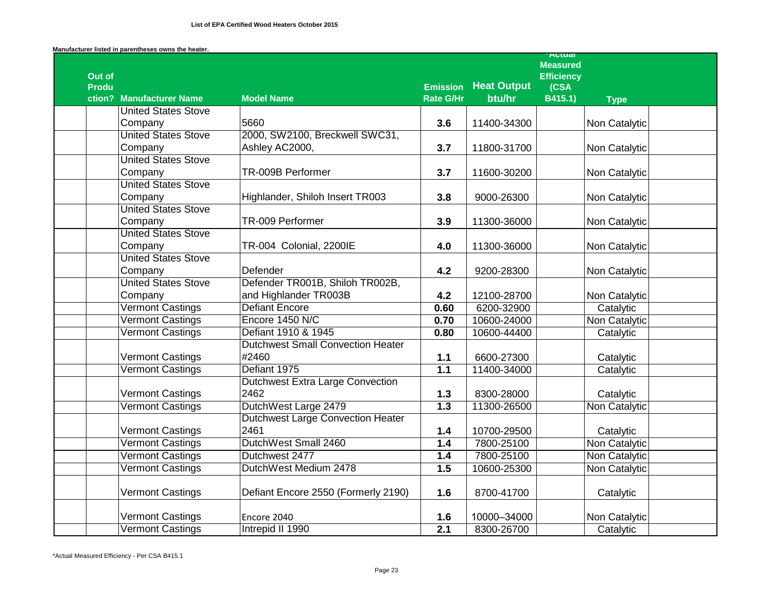**List of EPA Certified Wood Heaters October 2015**

**Manufacturer listed in parentheses owns the heater.**

| Out of Production? | Manufacturer Name | Model Name | Emission Rate G/Hr | Heat Output btu/hr | *Actual Measured Efficiency (CSA B415.1) | Type |
|---|---|---|---|---|---|---|
| | United States Stove Company | 5660 | **3.6** | 11400-34300 | | Non Catalytic |
| | United States Stove Company | 2000, SW2100, Breckwell SWC31, Ashley AC2000, | **3.7** | 11800-31700 | | Non Catalytic |
| | United States Stove Company | TR-009B Performer | **3.7** | 11600-30200 | | Non Catalytic |
| | United States Stove Company | Highlander, Shiloh Insert TR003 | **3.8** | 9000-26300 | | Non Catalytic |
| | United States Stove Company | TR-009 Performer | **3.9** | 11300-36000 | | Non Catalytic |
| | United States Stove Company | TR-004 Colonial, 2200IE | **4.0** | 11300-36000 | | Non Catalytic |
| | United States Stove Company | Defender | **4.2** | 9200-28300 | | Non Catalytic |
| | United States Stove Company | Defender TR001B, Shiloh TR002B, and Highlander TR003B | **4.2** | 12100-28700 | | Non Catalytic |
| | Vermont Castings | Defiant Encore | **0.60** | 6200-32900 | | Catalytic |
| | Vermont Castings | Encore 1450 N/C | **0.70** | 10600-24000 | | Non Catalytic |
| | Vermont Castings | Defiant 1910 & 1945 | **0.80** | 10600-44400 | | Catalytic |
| | Vermont Castings | Dutchwest Small Convection Heater #2460 | **1.1** | 6600-27300 | | Catalytic |
| | Vermont Castings | Defiant 1975 | **1.1** | 11400-34000 | | Catalytic |
| | Vermont Castings | Dutchwest Extra Large Convection 2462 | **1.3** | 8300-28000 | | Catalytic |
| | Vermont Castings | DutchWest Large 2479 | **1.3** | 11300-26500 | | Non Catalytic |
| | Vermont Castings | Dutchwest Large Convection Heater 2461 | **1.4** | 10700-29500 | | Catalytic |
| | Vermont Castings | DutchWest Small 2460 | **1.4** | 7800-25100 | | Non Catalytic |
| | Vermont Castings | Dutchwest 2477 | **1.4** | 7800-25100 | | Non Catalytic |
| | Vermont Castings | DutchWest Medium 2478 | **1.5** | 10600-25300 | | Non Catalytic |
| | Vermont Castings | Defiant Encore 2550 (Formerly 2190) | **1.6** | 8700-41700 | | Catalytic |
| | Vermont Castings | Encore 2040 | **1.6** | 10000–34000 | | Non Catalytic |
| | Vermont Castings | Intrepid II 1990 | **2.1** | 8300-26700 | | Catalytic |

*Actual Measured Efficiency - Per CSA B415.1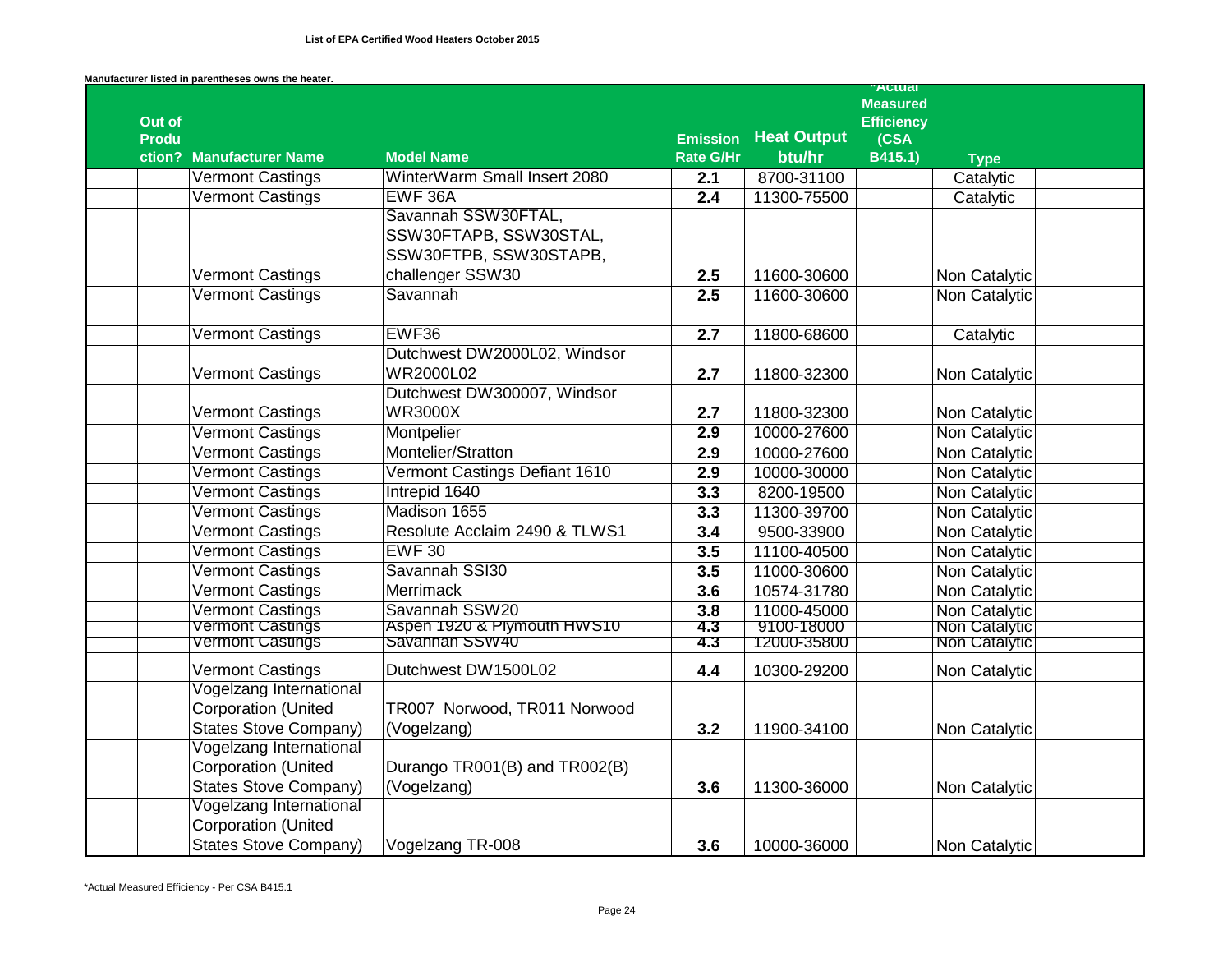**List of EPA Certified Wood Heaters October 2015**

**Manufacturer listed in parentheses owns the heater.**

| Out of Production? | Manufacturer Name | Model Name | Emission Rate G/Hr | Heat Output btu/hr | *Actual Measured Efficiency (CSA B415.1) | Type | |
|---|---|---|---|---|---|---|---|
| | Vermont Castings | WinterWarm Small Insert 2080 | 2.1 | 8700-31100 | | Catalytic | |
| | Vermont Castings | EWF 36A | 2.4 | 11300-75500 | | Catalytic | |
| | Vermont Castings | Savannah SSW30FTAL, SSW30FTAPB, SSW30STAL, SSW30FTPB, SSW30STAPB, challenger SSW30 | 2.5 | 11600-30600 | | Non Catalytic | |
| | Vermont Castings | Savannah | 2.5 | 11600-30600 | | Non Catalytic | |
| | | | | | | | |
| | Vermont Castings | EWF36 | 2.7 | 11800-68600 | | Catalytic | |
| | Vermont Castings | Dutchwest DW2000L02, Windsor WR2000L02 | 2.7 | 11800-32300 | | Non Catalytic | |
| | Vermont Castings | Dutchwest DW300007, Windsor WR3000X | 2.7 | 11800-32300 | | Non Catalytic | |
| | Vermont Castings | Montpelier | 2.9 | 10000-27600 | | Non Catalytic | |
| | Vermont Castings | Montelier/Stratton | 2.9 | 10000-27600 | | Non Catalytic | |
| | Vermont Castings | Vermont Castings Defiant 1610 | 2.9 | 10000-30000 | | Non Catalytic | |
| | Vermont Castings | Intrepid 1640 | 3.3 | 8200-19500 | | Non Catalytic | |
| | Vermont Castings | Madison 1655 | 3.3 | 11300-39700 | | Non Catalytic | |
| | Vermont Castings | Resolute Acclaim 2490 & TLWS1 | 3.4 | 9500-33900 | | Non Catalytic | |
| | Vermont Castings | EWF 30 | 3.5 | 11100-40500 | | Non Catalytic | |
| | Vermont Castings | Savannah SSI30 | 3.5 | 11000-30600 | | Non Catalytic | |
| | Vermont Castings | Merrimack | 3.6 | 10574-31780 | | Non Catalytic | |
| | Vermont Castings | Savannah SSW20 | 3.8 | 11000-45000 | | Non Catalytic | |
| | Vermont Castings | Aspen 1920 & Plymouth HWS10 | 4.3 | 9100-18000 | | Non Catalytic | |
| | Vermont Castings | Savannah SSW40 | 4.3 | 12000-35800 | | Non Catalytic | |
| | Vermont Castings | Dutchwest DW1500L02 | 4.4 | 10300-29200 | | Non Catalytic | |
| | Vogelzang International Corporation (United States Stove Company) | TR007 Norwood, TR011 Norwood (Vogelzang) | 3.2 | 11900-34100 | | Non Catalytic | |
| | Vogelzang International Corporation (United States Stove Company) | Durango TR001(B) and TR002(B) (Vogelzang) | 3.6 | 11300-36000 | | Non Catalytic | |
| | Vogelzang International Corporation (United States Stove Company) | Vogelzang TR-008 | 3.6 | 10000-36000 | | Non Catalytic | |

*Actual Measured Efficiency - Per CSA B415.1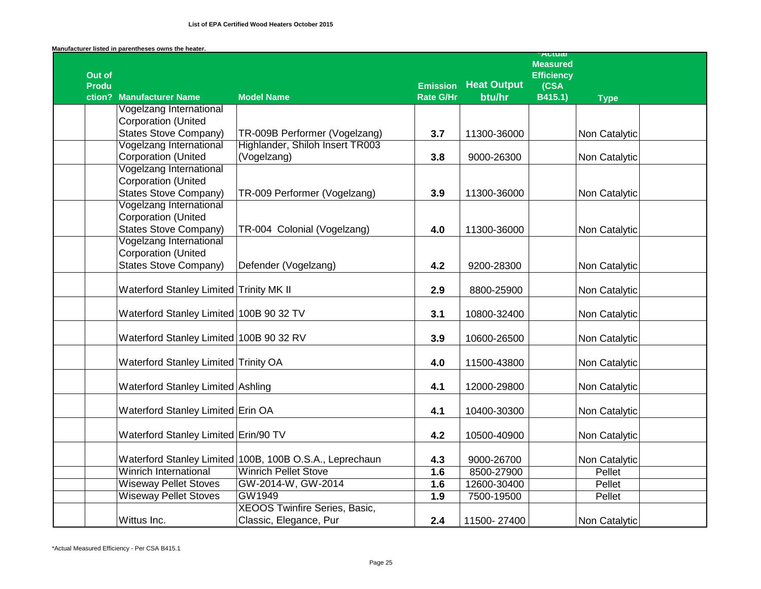**List of EPA Certified Wood Heaters October 2015**

**Manufacturer listed in parentheses owns the heater.**

| Out of Production? | Manufacturer Name | Model Name | Emission Rate G/Hr | Heat Output btu/hr | *Actual Measured Efficiency (CSA B415.1) | Type | |
|---|---|---|---|---|---|---|---|
| | Vogelzang International Corporation (United States Stove Company) | TR-009B Performer (Vogelzang) | 3.7 | 11300-36000 | | Non Catalytic | |
| | Vogelzang International Corporation (United | Highlander, Shiloh Insert TR003 (Vogelzang) | 3.8 | 9000-26300 | | Non Catalytic | |
| | Vogelzang International Corporation (United States Stove Company) | TR-009 Performer (Vogelzang) | 3.9 | 11300-36000 | | Non Catalytic | |
| | Vogelzang International Corporation (United States Stove Company) | TR-004 Colonial (Vogelzang) | 4.0 | 11300-36000 | | Non Catalytic | |
| | Vogelzang International Corporation (United States Stove Company) | Defender (Vogelzang) | 4.2 | 9200-28300 | | Non Catalytic | |
| | Waterford Stanley Limited | Trinity MK II | 2.9 | 8800-25900 | | Non Catalytic | |
| | Waterford Stanley Limited | 100B 90 32 TV | 3.1 | 10800-32400 | | Non Catalytic | |
| | Waterford Stanley Limited | 100B 90 32 RV | 3.9 | 10600-26500 | | Non Catalytic | |
| | Waterford Stanley Limited | Trinity OA | 4.0 | 11500-43800 | | Non Catalytic | |
| | Waterford Stanley Limited | Ashling | 4.1 | 12000-29800 | | Non Catalytic | |
| | Waterford Stanley Limited | Erin OA | 4.1 | 10400-30300 | | Non Catalytic | |
| | Waterford Stanley Limited | Erin/90 TV | 4.2 | 10500-40900 | | Non Catalytic | |
| | Waterford Stanley Limited | 100B, 100B O.S.A., Leprechaun | 4.3 | 9000-26700 | | Non Catalytic | |
| | Winrich International | Winrich Pellet Stove | 1.6 | 8500-27900 | | Pellet | |
| | Wiseway Pellet Stoves | GW-2014-W, GW-2014 | 1.6 | 12600-30400 | | Pellet | |
| | Wiseway Pellet Stoves | GW1949 | 1.9 | 7500-19500 | | Pellet | |
| | Wittus Inc. | XEOOS Twinfire Series, Basic, Classic, Elegance, Pur | 2.4 | 11500- 27400 | | Non Catalytic | |

*Actual Measured Efficiency - Per CSA B415.1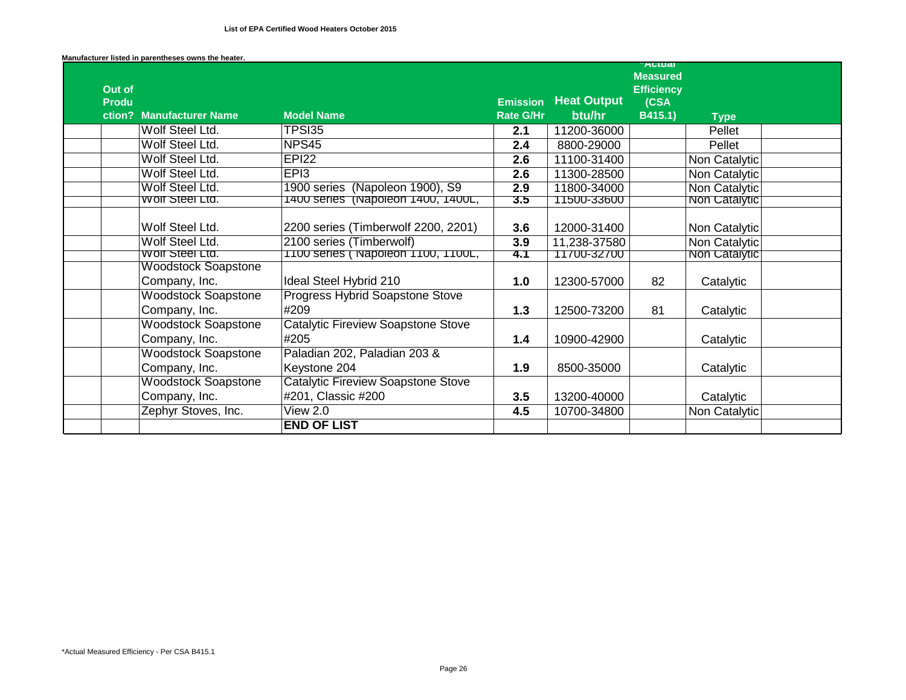**List of EPA Certified Wood Heaters October 2015**

**Manufacturer listed in parentheses owns the heater.**

| Out of Production? | Manufacturer Name | Model Name | Emission Rate G/Hr | Heat Output btu/hr | *Actual Measured Efficiency (CSA B415.1) | Type | |
|---|---|---|---|---|---|---|---|
| | Wolf Steel Ltd. | TPSI35 | **2.1** | 11200-36000 | | Pellet | |
| | Wolf Steel Ltd. | NPS45 | **2.4** | 8800-29000 | | Pellet | |
| | Wolf Steel Ltd. | EPI22 | **2.6** | 11100-31400 | | Non Catalytic | |
| | Wolf Steel Ltd. | EPI3 | **2.6** | 11300-28500 | | Non Catalytic | |
| | Wolf Steel Ltd. | 1900 series (Napoleon 1900), S9 | **2.9** | 11800-34000 | | Non Catalytic | |
| | Wolf Steel Ltd. | 1400 series (Napoleon 1400, 1400L, | **3.5** | 11500-33600 | | Non Catalytic | |
| | Wolf Steel Ltd. | 2200 series (Timberwolf 2200, 2201) | **3.6** | 12000-31400 | | Non Catalytic | |
| | Wolf Steel Ltd. | 2100 series (Timberwolf) | **3.9** | 11,238-37580 | | Non Catalytic | |
| | Wolf Steel Ltd. | 1100 series ( Napoleon 1100, 1100L, | **4.1** | 11700-32700 | | Non Catalytic | |
| | Woodstock Soapstone Company, Inc. | Ideal Steel Hybrid 210 | **1.0** | 12300-57000 | 82 | Catalytic | |
| | Woodstock Soapstone Company, Inc. | Progress Hybrid Soapstone Stove #209 | **1.3** | 12500-73200 | 81 | Catalytic | |
| | Woodstock Soapstone Company, Inc. | Catalytic Fireview Soapstone Stove #205 | **1.4** | 10900-42900 | | Catalytic | |
| | Woodstock Soapstone Company, Inc. | Paladian 202, Paladian 203 & Keystone 204 | **1.9** | 8500-35000 | | Catalytic | |
| | Woodstock Soapstone Company, Inc. | Catalytic Fireview Soapstone Stove #201, Classic #200 | **3.5** | 13200-40000 | | Catalytic | |
| | Zephyr Stoves, Inc. | View 2.0 | **4.5** | 10700-34800 | | Non Catalytic | |
| | | **END OF LIST** | | | | | |

\*Actual Measured Efficiency - Per CSA B415.1